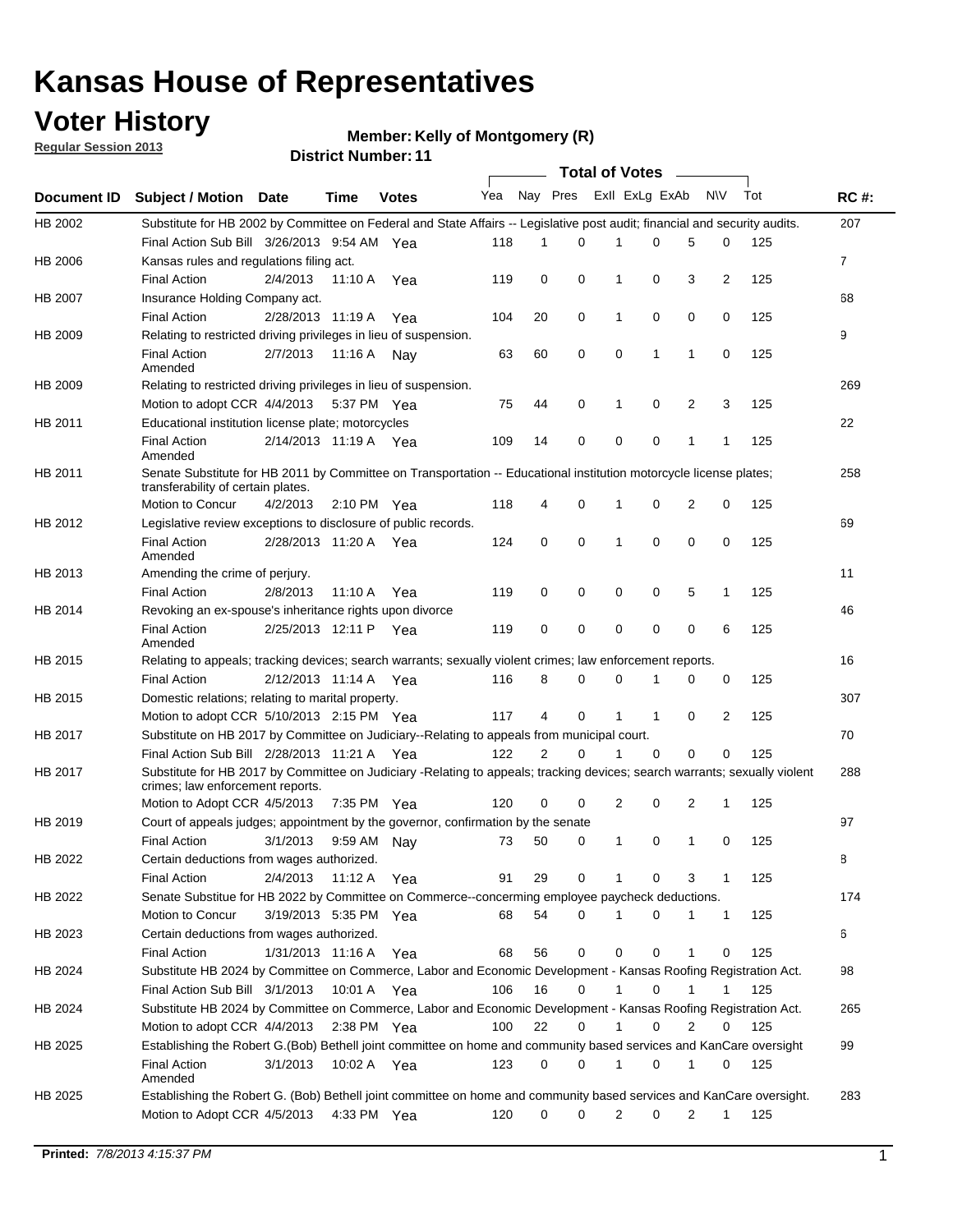# Kansas House of Representatives

## Voter History

**Regular Session 2013**

**Member: Kelly of Montgomery (R)**

**District Number: 11**

| Document ID | Subject / Motion | Date | Time | Votes | Yea | Nay | Pres | ExlI | ExLg | ExAb | N\V | Tot | RC #: |
|---|---|---|---|---|---|---|---|---|---|---|---|---|---|
| HB 2002 | Substitute for HB 2002 by Committee on Federal and State Affairs -- Legislative post audit; financial and security audits. | | | | | | | | | | | | 207 |
| | Final Action Sub Bill | 3/26/2013 | 9:54 AM | Yea | 118 | 1 | 0 | 1 | 0 | 5 | 0 | 125 | |
| HB 2006 | Kansas rules and regulations filing act. | | | | | | | | | | | | 7 |
| | Final Action | 2/4/2013 | 11:10 A | Yea | 119 | 0 | 0 | 1 | 0 | 3 | 2 | 125 | |
| HB 2007 | Insurance Holding Company act. | | | | | | | | | | | | 68 |
| | Final Action | 2/28/2013 | 11:19 A | Yea | 104 | 20 | 0 | 1 | 0 | 0 | 0 | 125 | |
| HB 2009 | Relating to restricted driving privileges in lieu of suspension. | | | | | | | | | | | | 9 |
| | Final Action Amended | 2/7/2013 | 11:16 A | Nay | 63 | 60 | 0 | 0 | 1 | 1 | 0 | 125 | |
| HB 2009 | Relating to restricted driving privileges in lieu of suspension. | | | | | | | | | | | | 269 |
| | Motion to adopt CCR | 4/4/2013 | 5:37 PM | Yea | 75 | 44 | 0 | 1 | 0 | 2 | 3 | 125 | |
| HB 2011 | Educational institution license plate; motorcycles | | | | | | | | | | | | 22 |
| | Final Action Amended | 2/14/2013 | 11:19 A | Yea | 109 | 14 | 0 | 0 | 0 | 1 | 1 | 125 | |
| HB 2011 | Senate Substitute for HB 2011 by Committee on Transportation -- Educational institution motorcycle license plates; transferability of certain plates. | | | | | | | | | | | | 258 |
| | Motion to Concur | 4/2/2013 | 2:10 PM | Yea | 118 | 4 | 0 | 1 | 0 | 2 | 0 | 125 | |
| HB 2012 | Legislative review exceptions to disclosure of public records. | | | | | | | | | | | | 69 |
| | Final Action Amended | 2/28/2013 | 11:20 A | Yea | 124 | 0 | 0 | 1 | 0 | 0 | 0 | 125 | |
| HB 2013 | Amending the crime of perjury. | | | | | | | | | | | | 11 |
| | Final Action | 2/8/2013 | 11:10 A | Yea | 119 | 0 | 0 | 0 | 0 | 5 | 1 | 125 | |
| HB 2014 | Revoking an ex-spouse's inheritance rights upon divorce | | | | | | | | | | | | 46 |
| | Final Action Amended | 2/25/2013 | 12:11 P | Yea | 119 | 0 | 0 | 0 | 0 | 0 | 6 | 125 | |
| HB 2015 | Relating to appeals; tracking devices; search warrants; sexually violent crimes; law enforcement reports. | | | | | | | | | | | | 16 |
| | Final Action | 2/12/2013 | 11:14 A | Yea | 116 | 8 | 0 | 0 | 1 | 0 | 0 | 125 | |
| HB 2015 | Domestic relations; relating to marital property. | | | | | | | | | | | | 307 |
| | Motion to adopt CCR | 5/10/2013 | 2:15 PM | Yea | 117 | 4 | 0 | 1 | 1 | 0 | 2 | 125 | |
| HB 2017 | Substitute on HB 2017 by Committee on Judiciary--Relating to appeals from municipal court. | | | | | | | | | | | | 70 |
| | Final Action Sub Bill | 2/28/2013 | 11:21 A | Yea | 122 | 2 | 0 | 1 | 0 | 0 | 0 | 125 | |
| HB 2017 | Substitute for HB 2017 by Committee on Judiciary -Relating to appeals; tracking devices; search warrants; sexually violent crimes; law enforcement reports. | | | | | | | | | | | | 288 |
| | Motion to Adopt CCR | 4/5/2013 | 7:35 PM | Yea | 120 | 0 | 0 | 2 | 0 | 2 | 1 | 125 | |
| HB 2019 | Court of appeals judges; appointment by the governor, confirmation by the senate | | | | | | | | | | | | 97 |
| | Final Action | 3/1/2013 | 9:59 AM | Nay | 73 | 50 | 0 | 1 | 0 | 1 | 0 | 125 | |
| HB 2022 | Certain deductions from wages authorized. | | | | | | | | | | | | 8 |
| | Final Action | 2/4/2013 | 11:12 A | Yea | 91 | 29 | 0 | 1 | 0 | 3 | 1 | 125 | |
| HB 2022 | Senate Substitue for HB 2022 by Committee on Commerce--concerning employee paycheck deductions. | | | | | | | | | | | | 174 |
| | Motion to Concur | 3/19/2013 | 5:35 PM | Yea | 68 | 54 | 0 | 1 | 0 | 1 | 1 | 125 | |
| HB 2023 | Certain deductions from wages authorized. | | | | | | | | | | | | 6 |
| | Final Action | 1/31/2013 | 11:16 A | Yea | 68 | 56 | 0 | 0 | 0 | 1 | 0 | 125 | |
| HB 2024 | Substitute HB 2024 by Committee on Commerce, Labor and Economic Development - Kansas Roofing Registration Act. | | | | | | | | | | | | 98 |
| | Final Action Sub Bill | 3/1/2013 | 10:01 A | Yea | 106 | 16 | 0 | 1 | 0 | 1 | 1 | 125 | |
| HB 2024 | Substitute HB 2024 by Committee on Commerce, Labor and Economic Development - Kansas Roofing Registration Act. | | | | | | | | | | | | 265 |
| | Motion to adopt CCR | 4/4/2013 | 2:38 PM | Yea | 100 | 22 | 0 | 1 | 0 | 2 | 0 | 125 | |
| HB 2025 | Establishing the Robert G.(Bob) Bethell joint committee on home and community based services and KanCare oversight | | | | | | | | | | | | 99 |
| | Final Action Amended | 3/1/2013 | 10:02 A | Yea | 123 | 0 | 0 | 1 | 0 | 1 | 0 | 125 | |
| HB 2025 | Establishing the Robert G. (Bob) Bethell joint committee on home and community based services and KanCare oversight. | | | | | | | | | | | | 283 |
| | Motion to Adopt CCR | 4/5/2013 | 4:33 PM | Yea | 120 | 0 | 0 | 2 | 0 | 2 | 1 | 125 | |

**Printed:** *7/8/2013 4:15:37 PM*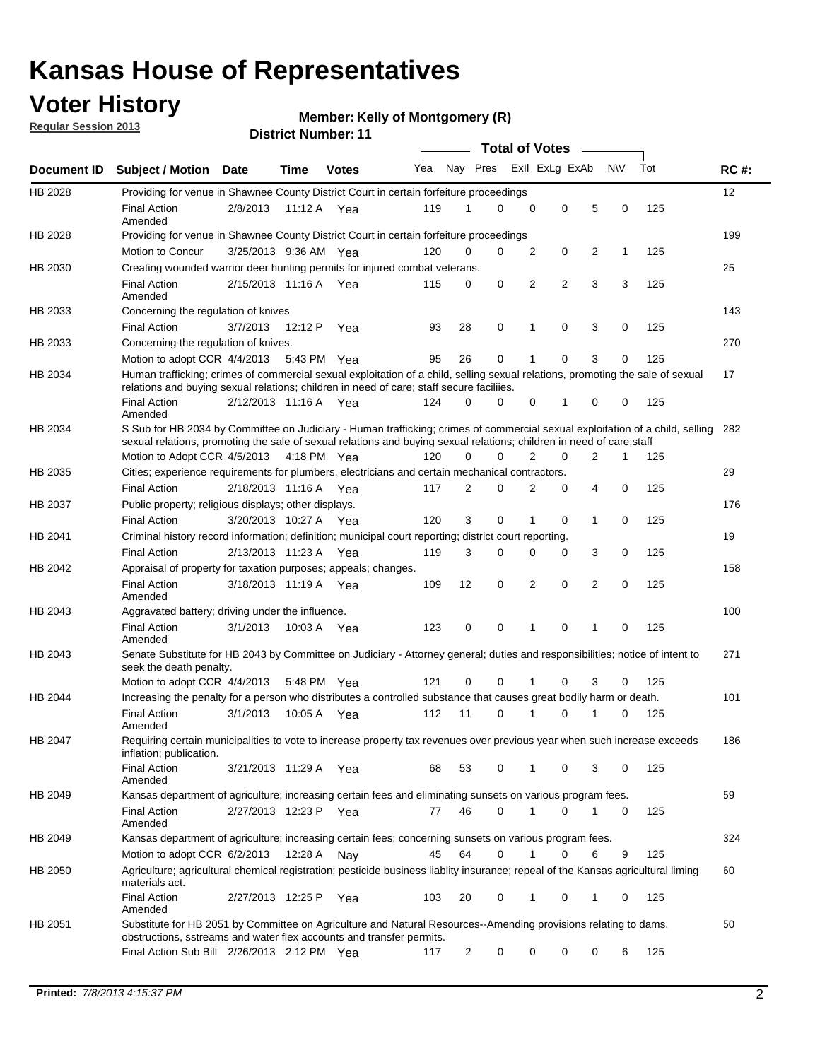# Kansas House of Representatives

## Voter History

**Regular Session 2013**

**Member: Kelly of Montgomery (R)**

**District Number: 11**

| Document ID | Subject / Motion | Date | Time | Votes | Yea | Nay | Pres | ExII | ExLg | ExAb | N\V | Tot | RC #: |
|---|---|---|---|---|---|---|---|---|---|---|---|---|---|
| HB 2028 | Providing for venue in Shawnee County District Court in certain forfeiture proceedings | | | | | | | | | | | | 12 |
| | Final Action Amended | 2/8/2013 | 11:12 A | Yea | 119 | 1 | 0 | 0 | 0 | 5 | 0 | 125 | |
| HB 2028 | Providing for venue in Shawnee County District Court in certain forfeiture proceedings | | | | | | | | | | | | 199 |
| | Motion to Concur | 3/25/2013 | 9:36 AM | Yea | 120 | 0 | 0 | 2 | 0 | 2 | 1 | 125 | |
| HB 2030 | Creating wounded warrior deer hunting permits for injured combat veterans. | | | | | | | | | | | | 25 |
| | Final Action Amended | 2/15/2013 | 11:16 A | Yea | 115 | 0 | 0 | 2 | 2 | 3 | 3 | 125 | |
| HB 2033 | Concerning the regulation of knives | | | | | | | | | | | | 143 |
| | Final Action | 3/7/2013 | 12:12 P | Yea | 93 | 28 | 0 | 1 | 0 | 3 | 0 | 125 | |
| HB 2033 | Concerning the regulation of knives. | | | | | | | | | | | | 270 |
| | Motion to adopt CCR | 4/4/2013 | 5:43 PM | Yea | 95 | 26 | 0 | 1 | 0 | 3 | 0 | 125 | |
| HB 2034 | Human trafficking; crimes of commercial sexual exploitation of a child, selling sexual relations, promoting the sale of sexual relations and buying sexual relations; children in need of care; staff secure faciliies. | | | | | | | | | | | | 17 |
| | Final Action Amended | 2/12/2013 | 11:16 A | Yea | 124 | 0 | 0 | 0 | 1 | 0 | 0 | 125 | |
| HB 2034 | S Sub for HB 2034 by Committee on Judiciary - Human trafficking; crimes of commercial sexual exploitation of a child, selling sexual relations, promoting the sale of sexual relations and buying sexual relations; children in need of care;staff | | | | | | | | | | | | 282 |
| | Motion to Adopt CCR | 4/5/2013 | 4:18 PM | Yea | 120 | 0 | 0 | 2 | 0 | 2 | 1 | 125 | |
| HB 2035 | Cities; experience requirements for plumbers, electricians and certain mechanical contractors. | | | | | | | | | | | | 29 |
| | Final Action | 2/18/2013 | 11:16 A | Yea | 117 | 2 | 0 | 2 | 0 | 4 | 0 | 125 | |
| HB 2037 | Public property; religious displays; other displays. | | | | | | | | | | | | 176 |
| | Final Action | 3/20/2013 | 10:27 A | Yea | 120 | 3 | 0 | 1 | 0 | 1 | 0 | 125 | |
| HB 2041 | Criminal history record information; definition; municipal court reporting; district court reporting. | | | | | | | | | | | | 19 |
| | Final Action | 2/13/2013 | 11:23 A | Yea | 119 | 3 | 0 | 0 | 0 | 3 | 0 | 125 | |
| HB 2042 | Appraisal of property for taxation purposes; appeals; changes. | | | | | | | | | | | | 158 |
| | Final Action Amended | 3/18/2013 | 11:19 A | Yea | 109 | 12 | 0 | 2 | 0 | 2 | 0 | 125 | |
| HB 2043 | Aggravated battery; driving under the influence. | | | | | | | | | | | | 100 |
| | Final Action Amended | 3/1/2013 | 10:03 A | Yea | 123 | 0 | 0 | 1 | 0 | 1 | 0 | 125 | |
| HB 2043 | Senate Substitute for HB 2043 by Committee on Judiciary - Attorney general; duties and responsibilities; notice of intent to seek the death penalty. | | | | | | | | | | | | 271 |
| | Motion to adopt CCR | 4/4/2013 | 5:48 PM | Yea | 121 | 0 | 0 | 1 | 0 | 3 | 0 | 125 | |
| HB 2044 | Increasing the penalty for a person who distributes a controlled substance that causes great bodily harm or death. | | | | | | | | | | | | 101 |
| | Final Action Amended | 3/1/2013 | 10:05 A | Yea | 112 | 11 | 0 | 1 | 0 | 1 | 0 | 125 | |
| HB 2047 | Requiring certain municipalities to vote to increase property tax revenues over previous year when such increase exceeds inflation; publication. | | | | | | | | | | | | 186 |
| | Final Action Amended | 3/21/2013 | 11:29 A | Yea | 68 | 53 | 0 | 1 | 0 | 3 | 0 | 125 | |
| HB 2049 | Kansas department of agriculture; increasing certain fees and eliminating sunsets on various program fees. | | | | | | | | | | | | 59 |
| | Final Action Amended | 2/27/2013 | 12:23 P | Yea | 77 | 46 | 0 | 1 | 0 | 1 | 0 | 125 | |
| HB 2049 | Kansas department of agriculture; increasing certain fees; concerning sunsets on various program fees. | | | | | | | | | | | | 324 |
| | Motion to adopt CCR | 6/2/2013 | 12:28 A | Nay | 45 | 64 | 0 | 1 | 0 | 6 | 9 | 125 | |
| HB 2050 | Agriculture; agricultural chemical registration; pesticide business liablity insurance; repeal of the Kansas agricultural liming materials act. | | | | | | | | | | | | 60 |
| | Final Action Amended | 2/27/2013 | 12:25 P | Yea | 103 | 20 | 0 | 1 | 0 | 1 | 0 | 125 | |
| HB 2051 | Substitute for HB 2051 by Committee on Agriculture and Natural Resources--Amending provisions relating to dams, obstructions, sstreams and water flex accounts and transfer permits. | | | | | | | | | | | | 50 |
| | Final Action Sub Bill | 2/26/2013 | 2:12 PM | Yea | 117 | 2 | 0 | 0 | 0 | 0 | 6 | 125 | |

**Printed:** *7/8/2013 4:15:37 PM*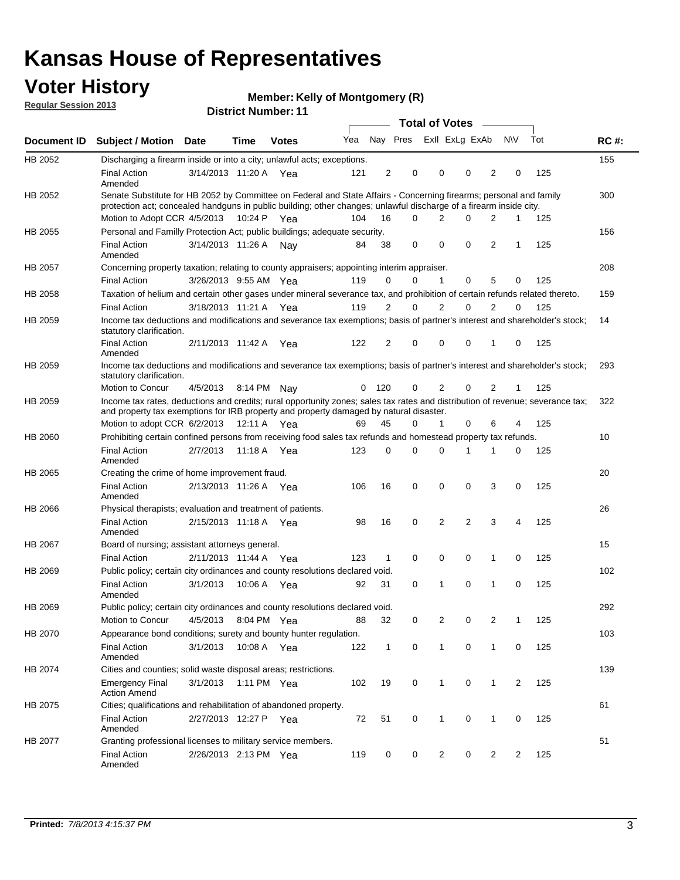# Kansas House of Representatives

## Voter History

**Regular Session 2013**

**Member: Kelly of Montgomery (R)**

**District Number: 11**

| Document ID | Subject / Motion | Date | Time | Votes | Yea | Nay | Pres | ExII | ExLg | ExAb | N\V | Tot | RC #: |
|---|---|---|---|---|---|---|---|---|---|---|---|---|---|
| HB 2052 | Discharging a firearm inside or into a city; unlawful acts; exceptions. | | | | | | | | | | | | 155 |
| | Final Action Amended | 3/14/2013 | 11:20 A | Yea | 121 | 2 | 0 | 0 | 0 | 2 | 0 | 125 | |
| HB 2052 | Senate Substitute for HB 2052 by Committee on Federal and State Affairs - Concerning firearms; personal and family protection act; concealed handguns in public building; other changes; unlawful discharge of a firearm inside city. | | | | | | | | | | | | 300 |
| | Motion to Adopt CCR | 4/5/2013 | 10:24 P | Yea | 104 | 16 | 0 | 2 | 0 | 2 | 1 | 125 | |
| HB 2055 | Personal and Familly Protection Act; public buildings; adequate security. | | | | | | | | | | | | 156 |
| | Final Action Amended | 3/14/2013 | 11:26 A | Nay | 84 | 38 | 0 | 0 | 0 | 2 | 1 | 125 | |
| HB 2057 | Concerning property taxation; relating to county appraisers; appointing interim appraiser. | | | | | | | | | | | | 208 |
| | Final Action | 3/26/2013 | 9:55 AM | Yea | 119 | 0 | 0 | 1 | 0 | 5 | 0 | 125 | |
| HB 2058 | Taxation of helium and certain other gases under mineral severance tax, and prohibition of certain refunds related thereto. | | | | | | | | | | | | 159 |
| | Final Action | 3/18/2013 | 11:21 A | Yea | 119 | 2 | 0 | 2 | 0 | 2 | 0 | 125 | |
| HB 2059 | Income tax deductions and modifications and severance tax exemptions; basis of partner's interest and shareholder's stock; statutory clarification. | | | | | | | | | | | | 14 |
| | Final Action Amended | 2/11/2013 | 11:42 A | Yea | 122 | 2 | 0 | 0 | 0 | 1 | 0 | 125 | |
| HB 2059 | Income tax deductions and modifications and severance tax exemptions; basis of partner's interest and shareholder's stock; statutory clarification. | | | | | | | | | | | | 293 |
| | Motion to Concur | 4/5/2013 | 8:14 PM | Nay | 0 | 120 | 0 | 2 | 0 | 2 | 1 | 125 | |
| HB 2059 | Income tax rates, deductions and credits; rural opportunity zones; sales tax rates and distribution of revenue; severance tax; and property tax exemptions for IRB property and property damaged by natural disaster. | | | | | | | | | | | | 322 |
| | Motion to adopt CCR | 6/2/2013 | 12:11 A | Yea | 69 | 45 | 0 | 1 | 0 | 6 | 4 | 125 | |
| HB 2060 | Prohibiting certain confined persons from receiving food sales tax refunds and homestead property tax refunds. | | | | | | | | | | | | 10 |
| | Final Action Amended | 2/7/2013 | 11:18 A | Yea | 123 | 0 | 0 | 0 | 1 | 1 | 0 | 125 | |
| HB 2065 | Creating the crime of home improvement fraud. | | | | | | | | | | | | 20 |
| | Final Action Amended | 2/13/2013 | 11:26 A | Yea | 106 | 16 | 0 | 0 | 0 | 3 | 0 | 125 | |
| HB 2066 | Physical therapists; evaluation and treatment of patients. | | | | | | | | | | | | 26 |
| | Final Action Amended | 2/15/2013 | 11:18 A | Yea | 98 | 16 | 0 | 2 | 2 | 3 | 4 | 125 | |
| HB 2067 | Board of nursing; assistant attorneys general. | | | | | | | | | | | | 15 |
| | Final Action | 2/11/2013 | 11:44 A | Yea | 123 | 1 | 0 | 0 | 0 | 1 | 0 | 125 | |
| HB 2069 | Public policy; certain city ordinances and county resolutions declared void. | | | | | | | | | | | | 102 |
| | Final Action Amended | 3/1/2013 | 10:06 A | Yea | 92 | 31 | 0 | 1 | 0 | 1 | 0 | 125 | |
| HB 2069 | Public policy; certain city ordinances and county resolutions declared void. | | | | | | | | | | | | 292 |
| | Motion to Concur | 4/5/2013 | 8:04 PM | Yea | 88 | 32 | 0 | 2 | 0 | 2 | 1 | 125 | |
| HB 2070 | Appearance bond conditions; surety and bounty hunter regulation. | | | | | | | | | | | | 103 |
| | Final Action Amended | 3/1/2013 | 10:08 A | Yea | 122 | 1 | 0 | 1 | 0 | 1 | 0 | 125 | |
| HB 2074 | Cities and counties; solid waste disposal areas; restrictions. | | | | | | | | | | | | 139 |
| | Emergency Final Action Amend | 3/1/2013 | 1:11 PM | Yea | 102 | 19 | 0 | 1 | 0 | 1 | 2 | 125 | |
| HB 2075 | Cities; qualifications and rehabilitation of abandoned property. | | | | | | | | | | | | 61 |
| | Final Action Amended | 2/27/2013 | 12:27 P | Yea | 72 | 51 | 0 | 1 | 0 | 1 | 0 | 125 | |
| HB 2077 | Granting professional licenses to military service members. | | | | | | | | | | | | 51 |
| | Final Action Amended | 2/26/2013 | 2:13 PM | Yea | 119 | 0 | 0 | 2 | 0 | 2 | 2 | 125 | |

**Printed:** *7/8/2013 4:15:37 PM*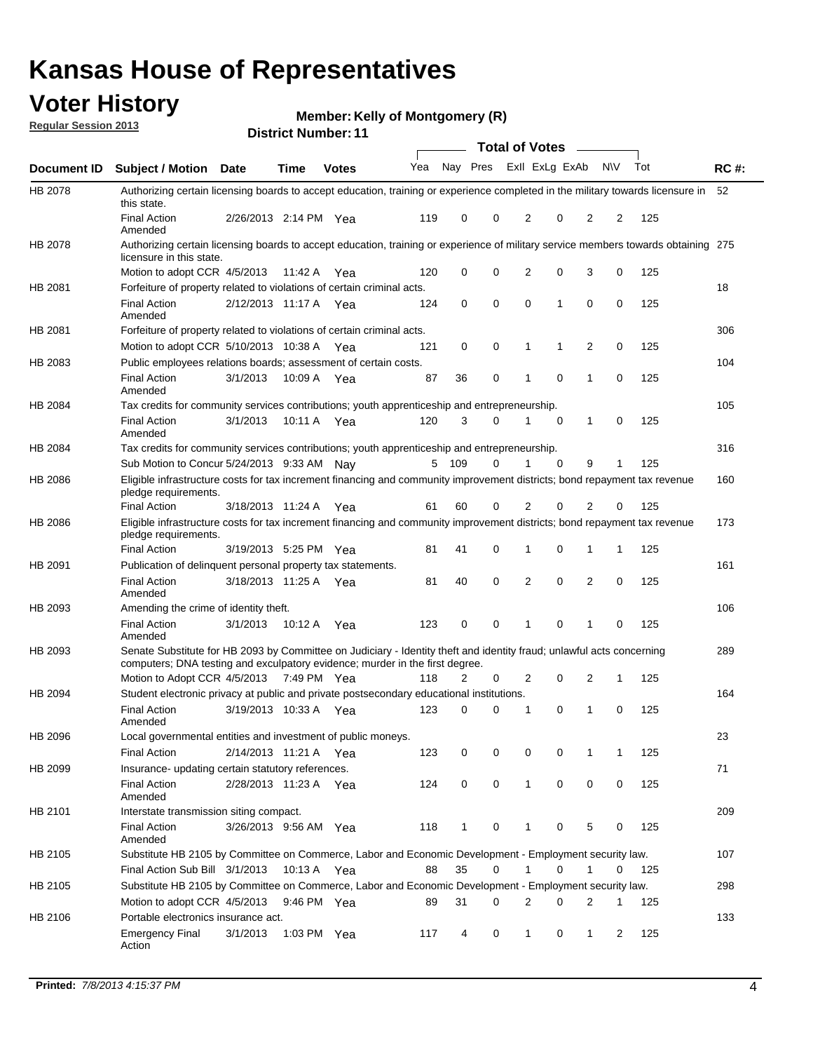# Kansas House of Representatives

## Voter History

**Regular Session 2013**

**Member: Kelly of Montgomery (R)**

**District Number: 11**

| Document ID | Subject / Motion | Date | Time | Votes | Yea | Nay | Pres | ExII | ExLg | ExAb | N\V | Tot | RC #: |
|---|---|---|---|---|---|---|---|---|---|---|---|---|---|
| HB 2078 | Authorizing certain licensing boards to accept education, training or experience completed in the military towards licensure in this state. | | | | | | | | | | | | 52 |
| | Final Action Amended | 2/26/2013 | 2:14 PM | Yea | 119 | 0 | 0 | 2 | 0 | 2 | 2 | 125 | |
| HB 2078 | Authorizing certain licensing boards to accept education, training or experience of military service members towards obtaining licensure in this state. | | | | | | | | | | | | 275 |
| | Motion to adopt CCR | 4/5/2013 | 11:42 A | Yea | 120 | 0 | 0 | 2 | 0 | 3 | 0 | 125 | |
| HB 2081 | Forfeiture of property related to violations of certain criminal acts. | | | | | | | | | | | | 18 |
| | Final Action Amended | 2/12/2013 | 11:17 A | Yea | 124 | 0 | 0 | 0 | 1 | 0 | 0 | 125 | |
| HB 2081 | Forfeiture of property related to violations of certain criminal acts. | | | | | | | | | | | | 306 |
| | Motion to adopt CCR | 5/10/2013 | 10:38 A | Yea | 121 | 0 | 0 | 1 | 1 | 2 | 0 | 125 | |
| HB 2083 | Public employees relations boards; assessment of certain costs. | | | | | | | | | | | | 104 |
| | Final Action Amended | 3/1/2013 | 10:09 A | Yea | 87 | 36 | 0 | 1 | 0 | 1 | 0 | 125 | |
| HB 2084 | Tax credits for community services contributions; youth apprenticeship and entrepreneurship. | | | | | | | | | | | | 105 |
| | Final Action Amended | 3/1/2013 | 10:11 A | Yea | 120 | 3 | 0 | 1 | 0 | 1 | 0 | 125 | |
| HB 2084 | Tax credits for community services contributions; youth apprenticeship and entrepreneurship. | | | | | | | | | | | | 316 |
| | Sub Motion to Concur | 5/24/2013 | 9:33 AM | Nay | 5 | 109 | 0 | 1 | 0 | 9 | 1 | 125 | |
| HB 2086 | Eligible infrastructure costs for tax increment financing and community improvement districts; bond repayment tax revenue pledge requirements. | | | | | | | | | | | | 160 |
| | Final Action | 3/18/2013 | 11:24 A | Yea | 61 | 60 | 0 | 2 | 0 | 2 | 0 | 125 | |
| HB 2086 | Eligible infrastructure costs for tax increment financing and community improvement districts; bond repayment tax revenue pledge requirements. | | | | | | | | | | | | 173 |
| | Final Action | 3/19/2013 | 5:25 PM | Yea | 81 | 41 | 0 | 1 | 0 | 1 | 1 | 125 | |
| HB 2091 | Publication of delinquent personal property tax statements. | | | | | | | | | | | | 161 |
| | Final Action Amended | 3/18/2013 | 11:25 A | Yea | 81 | 40 | 0 | 2 | 0 | 2 | 0 | 125 | |
| HB 2093 | Amending the crime of identity theft. | | | | | | | | | | | | 106 |
| | Final Action Amended | 3/1/2013 | 10:12 A | Yea | 123 | 0 | 0 | 1 | 0 | 1 | 0 | 125 | |
| HB 2093 | Senate Substitute for HB 2093 by Committee on Judiciary - Identity theft and identity fraud; unlawful acts concerning computers; DNA testing and exculpatory evidence; murder in the first degree. | | | | | | | | | | | | 289 |
| | Motion to Adopt CCR | 4/5/2013 | 7:49 PM | Yea | 118 | 2 | 0 | 2 | 0 | 2 | 1 | 125 | |
| HB 2094 | Student electronic privacy at public and private postsecondary educational institutions. | | | | | | | | | | | | 164 |
| | Final Action Amended | 3/19/2013 | 10:33 A | Yea | 123 | 0 | 0 | 1 | 0 | 1 | 0 | 125 | |
| HB 2096 | Local governmental entities and investment of public moneys. | | | | | | | | | | | | 23 |
| | Final Action | 2/14/2013 | 11:21 A | Yea | 123 | 0 | 0 | 0 | 0 | 1 | 1 | 125 | |
| HB 2099 | Insurance- updating certain statutory references. | | | | | | | | | | | | 71 |
| | Final Action Amended | 2/28/2013 | 11:23 A | Yea | 124 | 0 | 0 | 1 | 0 | 0 | 0 | 125 | |
| HB 2101 | Interstate transmission siting compact. | | | | | | | | | | | | 209 |
| | Final Action Amended | 3/26/2013 | 9:56 AM | Yea | 118 | 1 | 0 | 1 | 0 | 5 | 0 | 125 | |
| HB 2105 | Substitute HB 2105 by Committee on Commerce, Labor and Economic Development - Employment security law. | | | | | | | | | | | | 107 |
| | Final Action Sub Bill | 3/1/2013 | 10:13 A | Yea | 88 | 35 | 0 | 1 | 0 | 1 | 0 | 125 | |
| HB 2105 | Substitute HB 2105 by Committee on Commerce, Labor and Economic Development - Employment security law. | | | | | | | | | | | | 298 |
| | Motion to adopt CCR | 4/5/2013 | 9:46 PM | Yea | 89 | 31 | 0 | 2 | 0 | 2 | 1 | 125 | |
| HB 2106 | Portable electronics insurance act. | | | | | | | | | | | | 133 |
| | Emergency Final Action | 3/1/2013 | 1:03 PM | Yea | 117 | 4 | 0 | 1 | 0 | 1 | 2 | 125 | |

**Printed:** *7/8/2013 4:15:37 PM*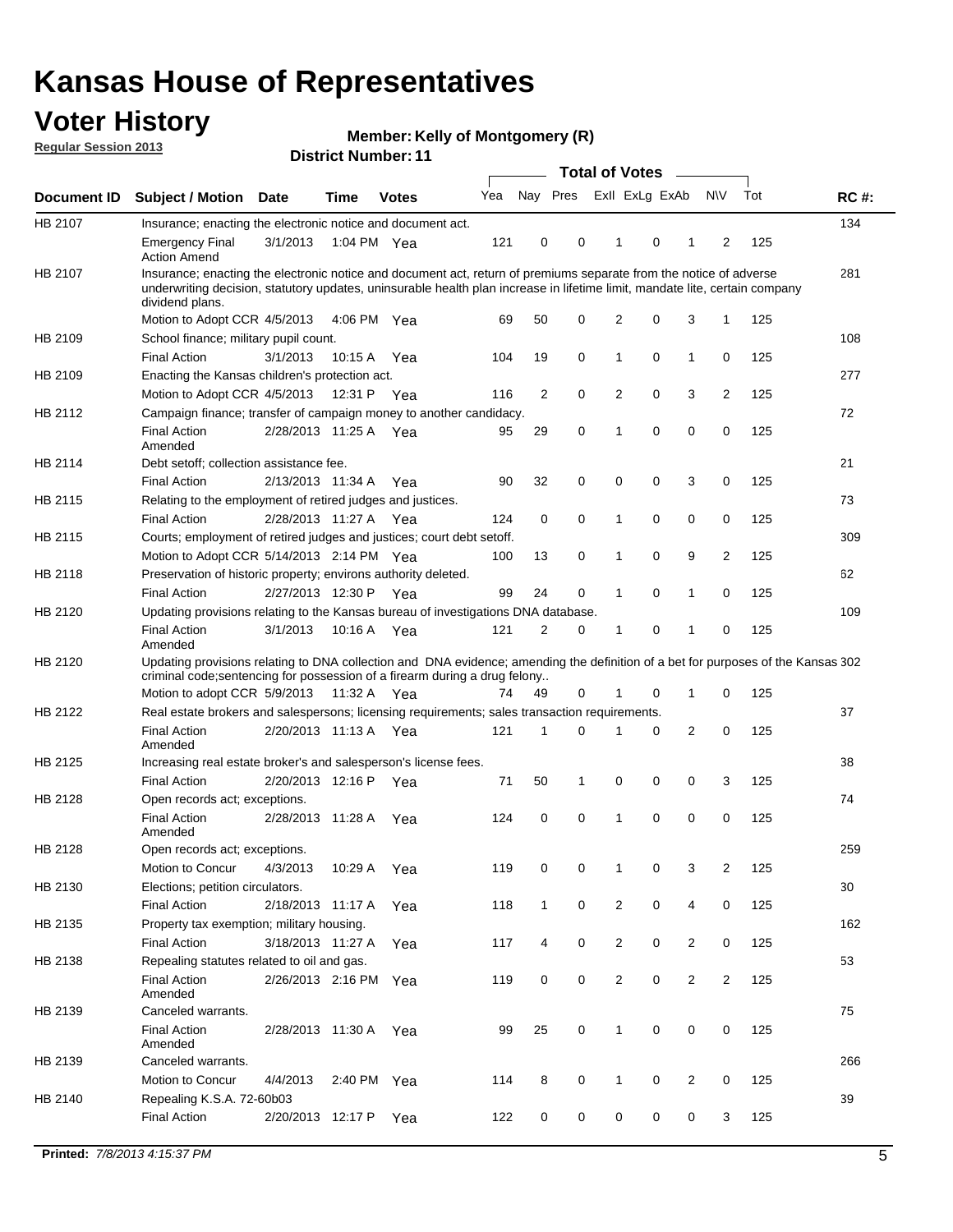# Kansas House of Representatives

## Voter History

**Regular Session 2013**

**Member: Kelly of Montgomery (R)**

**District Number: 11**

| Document ID | Subject / Motion | Date | Time | Votes | Yea | Nay | Pres | ExII | ExLg | ExAb | N\V | Tot | RC #: |
|---|---|---|---|---|---|---|---|---|---|---|---|---|---|
| HB 2107 | Insurance; enacting the electronic notice and document act. | | | | | | | | | | | | 134 |
| | Emergency Final Action Amend | 3/1/2013 | 1:04 PM | Yea | 121 | 0 | 0 | 1 | 0 | 1 | 2 | 125 | |
| HB 2107 | Insurance; enacting the electronic notice and document act, return of premiums separate from the notice of adverse underwriting decision, statutory updates, uninsurable health plan increase in lifetime limit, mandate lite, certain company dividend plans. | | | | | | | | | | | | 281 |
| | Motion to Adopt CCR | 4/5/2013 | 4:06 PM | Yea | 69 | 50 | 0 | 2 | 0 | 3 | 1 | 125 | |
| HB 2109 | School finance; military pupil count. | | | | | | | | | | | | 108 |
| | Final Action | 3/1/2013 | 10:15 A | Yea | 104 | 19 | 0 | 1 | 0 | 1 | 0 | 125 | |
| HB 2109 | Enacting the Kansas children's protection act. | | | | | | | | | | | | 277 |
| | Motion to Adopt CCR | 4/5/2013 | 12:31 P | Yea | 116 | 2 | 0 | 2 | 0 | 3 | 2 | 125 | |
| HB 2112 | Campaign finance; transfer of campaign money to another candidacy. | | | | | | | | | | | | 72 |
| | Final Action Amended | 2/28/2013 | 11:25 A | Yea | 95 | 29 | 0 | 1 | 0 | 0 | 0 | 125 | |
| HB 2114 | Debt setoff; collection assistance fee. | | | | | | | | | | | | 21 |
| | Final Action | 2/13/2013 | 11:34 A | Yea | 90 | 32 | 0 | 0 | 0 | 3 | 0 | 125 | |
| HB 2115 | Relating to the employment of retired judges and justices. | | | | | | | | | | | | 73 |
| | Final Action | 2/28/2013 | 11:27 A | Yea | 124 | 0 | 0 | 1 | 0 | 0 | 0 | 125 | |
| HB 2115 | Courts; employment of retired judges and justices; court debt setoff. | | | | | | | | | | | | 309 |
| | Motion to Adopt CCR | 5/14/2013 | 2:14 PM | Yea | 100 | 13 | 0 | 1 | 0 | 9 | 2 | 125 | |
| HB 2118 | Preservation of historic property; environs authority deleted. | | | | | | | | | | | | 62 |
| | Final Action | 2/27/2013 | 12:30 P | Yea | 99 | 24 | 0 | 1 | 0 | 1 | 0 | 125 | |
| HB 2120 | Updating provisions relating to the Kansas bureau of investigations DNA database. | | | | | | | | | | | | 109 |
| | Final Action Amended | 3/1/2013 | 10:16 A | Yea | 121 | 2 | 0 | 1 | 0 | 1 | 0 | 125 | |
| HB 2120 | Updating provisions relating to DNA collection and DNA evidence; amending the definition of a bet for purposes of the Kansas criminal code;sentencing for possession of a firearm during a drug felony.. | | | | | | | | | | | | 302 |
| | Motion to adopt CCR | 5/9/2013 | 11:32 A | Yea | 74 | 49 | 0 | 1 | 0 | 1 | 0 | 125 | |
| HB 2122 | Real estate brokers and salespersons; licensing requirements; sales transaction requirements. | | | | | | | | | | | | 37 |
| | Final Action Amended | 2/20/2013 | 11:13 A | Yea | 121 | 1 | 0 | 1 | 0 | 2 | 0 | 125 | |
| HB 2125 | Increasing real estate broker's and salesperson's license fees. | | | | | | | | | | | | 38 |
| | Final Action | 2/20/2013 | 12:16 P | Yea | 71 | 50 | 1 | 0 | 0 | 0 | 3 | 125 | |
| HB 2128 | Open records act; exceptions. | | | | | | | | | | | | 74 |
| | Final Action Amended | 2/28/2013 | 11:28 A | Yea | 124 | 0 | 0 | 1 | 0 | 0 | 0 | 125 | |
| HB 2128 | Open records act; exceptions. | | | | | | | | | | | | 259 |
| | Motion to Concur | 4/3/2013 | 10:29 A | Yea | 119 | 0 | 0 | 1 | 0 | 3 | 2 | 125 | |
| HB 2130 | Elections; petition circulators. | | | | | | | | | | | | 30 |
| | Final Action | 2/18/2013 | 11:17 A | Yea | 118 | 1 | 0 | 2 | 0 | 4 | 0 | 125 | |
| HB 2135 | Property tax exemption; military housing. | | | | | | | | | | | | 162 |
| | Final Action | 3/18/2013 | 11:27 A | Yea | 117 | 4 | 0 | 2 | 0 | 2 | 0 | 125 | |
| HB 2138 | Repealing statutes related to oil and gas. | | | | | | | | | | | | 53 |
| | Final Action Amended | 2/26/2013 | 2:16 PM | Yea | 119 | 0 | 0 | 2 | 0 | 2 | 2 | 125 | |
| HB 2139 | Canceled warrants. | | | | | | | | | | | | 75 |
| | Final Action Amended | 2/28/2013 | 11:30 A | Yea | 99 | 25 | 0 | 1 | 0 | 0 | 0 | 125 | |
| HB 2139 | Canceled warrants. | | | | | | | | | | | | 266 |
| | Motion to Concur | 4/4/2013 | 2:40 PM | Yea | 114 | 8 | 0 | 1 | 0 | 2 | 0 | 125 | |
| HB 2140 | Repealing K.S.A. 72-60b03 | | | | | | | | | | | | 39 |
| | Final Action | 2/20/2013 | 12:17 P | Yea | 122 | 0 | 0 | 0 | 0 | 0 | 3 | 125 | |

**Printed:** *7/8/2013 4:15:37 PM*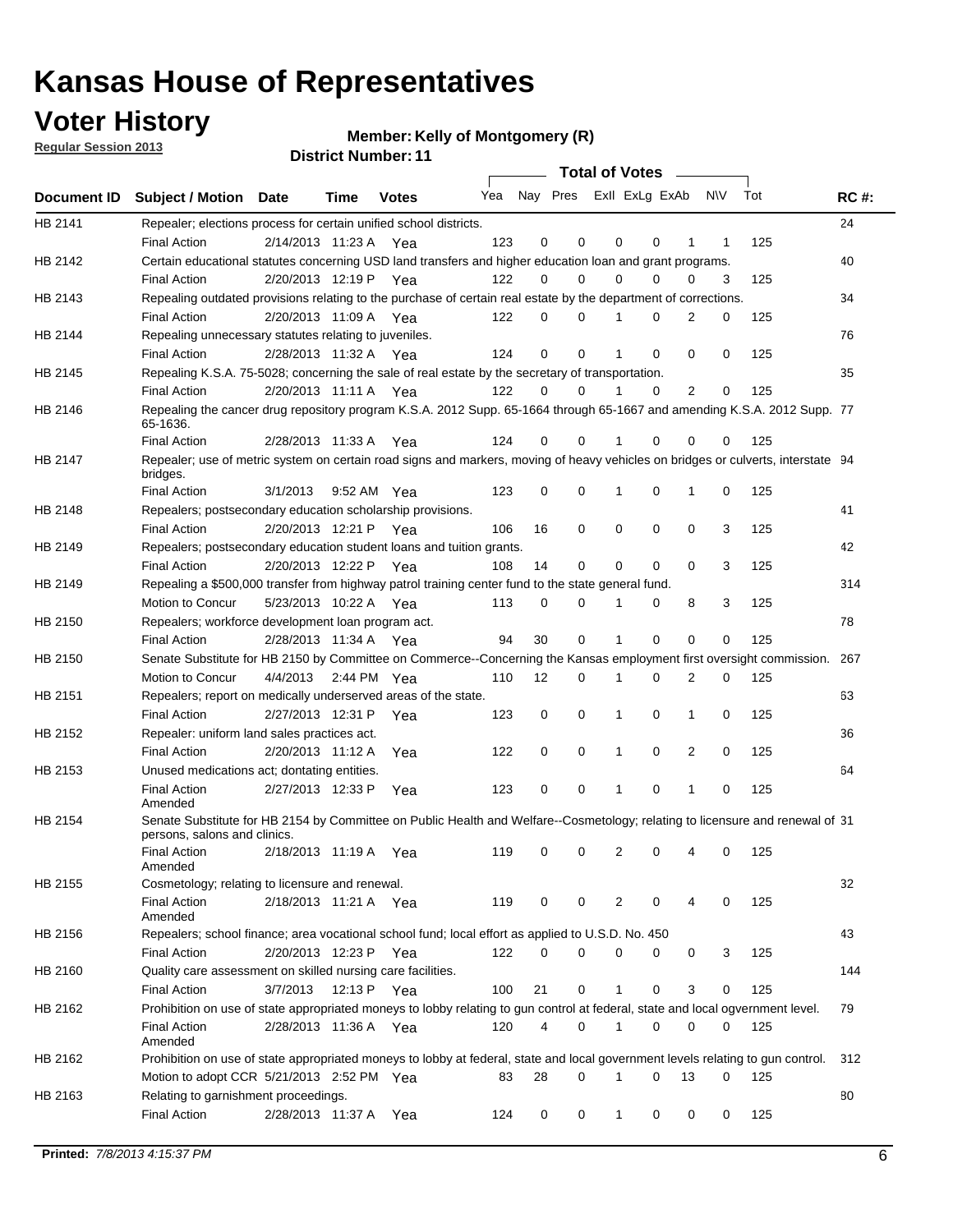# Kansas House of Representatives

## Voter History

**Regular Session 2013**

**Member: Kelly of Montgomery (R)**

**District Number: 11**

| Document ID | Subject / Motion | Date | Time | Votes | Yea | Nay | Pres | ExII | ExLg | ExAb | N\V | Tot | RC #: |
|---|---|---|---|---|---|---|---|---|---|---|---|---|---|
| HB 2141 | Repealer; elections process for certain unified school districts. | | | | | | | | | | | | 24 |
| | Final Action | 2/14/2013 | 11:23 A | Yea | 123 | 0 | 0 | 0 | 0 | 1 | 1 | 125 | |
| HB 2142 | Certain educational statutes concerning USD land transfers and higher education loan and grant programs. | | | | | | | | | | | | 40 |
| | Final Action | 2/20/2013 | 12:19 P | Yea | 122 | 0 | 0 | 0 | 0 | 0 | 3 | 125 | |
| HB 2143 | Repealing outdated provisions relating to the purchase of certain real estate by the department of corrections. | | | | | | | | | | | | 34 |
| | Final Action | 2/20/2013 | 11:09 A | Yea | 122 | 0 | 0 | 1 | 0 | 2 | 0 | 125 | |
| HB 2144 | Repealing unnecessary statutes relating to juveniles. | | | | | | | | | | | | 76 |
| | Final Action | 2/28/2013 | 11:32 A | Yea | 124 | 0 | 0 | 1 | 0 | 0 | 0 | 125 | |
| HB 2145 | Repealing K.S.A. 75-5028; concerning the sale of real estate by the secretary of transportation. | | | | | | | | | | | | 35 |
| | Final Action | 2/20/2013 | 11:11 A | Yea | 122 | 0 | 0 | 1 | 0 | 2 | 0 | 125 | |
| HB 2146 | Repealing the cancer drug repository program K.S.A. 2012 Supp. 65-1664 through 65-1667 and amending K.S.A. 2012 Supp. 65-1636. | | | | | | | | | | | | 77 |
| | Final Action | 2/28/2013 | 11:33 A | Yea | 124 | 0 | 0 | 1 | 0 | 0 | 0 | 125 | |
| HB 2147 | Repealer; use of metric system on certain road signs and markers, moving of heavy vehicles on bridges or culverts, interstate bridges. | | | | | | | | | | | | 94 |
| | Final Action | 3/1/2013 | 9:52 AM | Yea | 123 | 0 | 0 | 1 | 0 | 1 | 0 | 125 | |
| HB 2148 | Repealers; postsecondary education scholarship provisions. | | | | | | | | | | | | 41 |
| | Final Action | 2/20/2013 | 12:21 P | Yea | 106 | 16 | 0 | 0 | 0 | 0 | 3 | 125 | |
| HB 2149 | Repealers; postsecondary education student loans and tuition grants. | | | | | | | | | | | | 42 |
| | Final Action | 2/20/2013 | 12:22 P | Yea | 108 | 14 | 0 | 0 | 0 | 0 | 3 | 125 | |
| HB 2149 | Repealing a $500,000 transfer from highway patrol training center fund to the state general fund. | | | | | | | | | | | | 314 |
| | Motion to Concur | 5/23/2013 | 10:22 A | Yea | 113 | 0 | 0 | 1 | 0 | 8 | 3 | 125 | |
| HB 2150 | Repealers; workforce development loan program act. | | | | | | | | | | | | 78 |
| | Final Action | 2/28/2013 | 11:34 A | Yea | 94 | 30 | 0 | 1 | 0 | 0 | 0 | 125 | |
| HB 2150 | Senate Substitute for HB 2150 by Committee on Commerce--Concerning the Kansas employment first oversight commission. | | | | | | | | | | | | 267 |
| | Motion to Concur | 4/4/2013 | 2:44 PM | Yea | 110 | 12 | 0 | 1 | 0 | 2 | 0 | 125 | |
| HB 2151 | Repealers; report on medically underserved areas of the state. | | | | | | | | | | | | 63 |
| | Final Action | 2/27/2013 | 12:31 P | Yea | 123 | 0 | 0 | 1 | 0 | 1 | 0 | 125 | |
| HB 2152 | Repealer: uniform land sales practices act. | | | | | | | | | | | | 36 |
| | Final Action | 2/20/2013 | 11:12 A | Yea | 122 | 0 | 0 | 1 | 0 | 2 | 0 | 125 | |
| HB 2153 | Unused medications act; dontating entities. | | | | | | | | | | | | 64 |
| | Final Action Amended | 2/27/2013 | 12:33 P | Yea | 123 | 0 | 0 | 1 | 0 | 1 | 0 | 125 | |
| HB 2154 | Senate Substitute for HB 2154 by Committee on Public Health and Welfare--Cosmetology; relating to licensure and renewal of persons, salons and clinics. | | | | | | | | | | | | 31 |
| | Final Action Amended | 2/18/2013 | 11:19 A | Yea | 119 | 0 | 0 | 2 | 0 | 4 | 0 | 125 | |
| HB 2155 | Cosmetology; relating to licensure and renewal. | | | | | | | | | | | | 32 |
| | Final Action Amended | 2/18/2013 | 11:21 A | Yea | 119 | 0 | 0 | 2 | 0 | 4 | 0 | 125 | |
| HB 2156 | Repealers; school finance; area vocational school fund; local effort as applied to U.S.D. No. 450 | | | | | | | | | | | | 43 |
| | Final Action | 2/20/2013 | 12:23 P | Yea | 122 | 0 | 0 | 0 | 0 | 0 | 3 | 125 | |
| HB 2160 | Quality care assessment on skilled nursing care facilities. | | | | | | | | | | | | 144 |
| | Final Action | 3/7/2013 | 12:13 P | Yea | 100 | 21 | 0 | 1 | 0 | 3 | 0 | 125 | |
| HB 2162 | Prohibition on use of state appropriated moneys to lobby relating to gun control at federal, state and local ogvernment level. | | | | | | | | | | | | 79 |
| | Final Action Amended | 2/28/2013 | 11:36 A | Yea | 120 | 4 | 0 | 1 | 0 | 0 | 0 | 125 | |
| HB 2162 | Prohibition on use of state appropriated moneys to lobby at federal, state and local government levels relating to gun control. | | | | | | | | | | | | 312 |
| | Motion to adopt CCR | 5/21/2013 | 2:52 PM | Yea | 83 | 28 | 0 | 1 | 0 | 13 | 0 | 125 | |
| HB 2163 | Relating to garnishment proceedings. | | | | | | | | | | | | 80 |
| | Final Action | 2/28/2013 | 11:37 A | Yea | 124 | 0 | 0 | 1 | 0 | 0 | 0 | 125 | |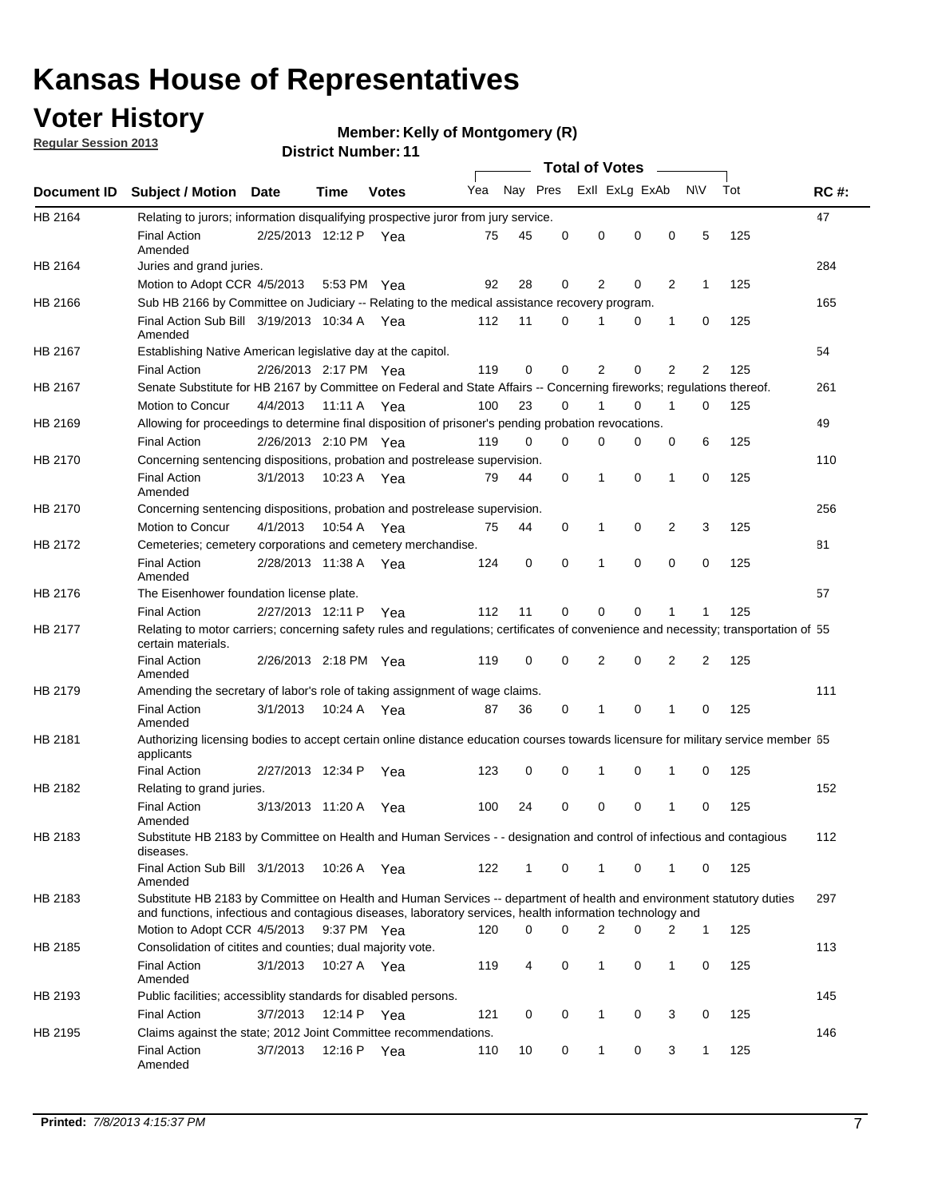# Kansas House of Representatives

## Voter History

**Regular Session 2013**

**Member: Kelly of Montgomery (R)**

**District Number: 11**

| Document ID | Subject / Motion | Date | Time | Votes | Yea | Nay | Pres | ExII | ExLg | ExAb | N\V | Tot | RC #: |
|---|---|---|---|---|---|---|---|---|---|---|---|---|---|
| HB 2164 | Relating to jurors; information disqualifying prospective juror from jury service. | | | | | | | | | | | | 47 |
| | Final Action Amended | 2/25/2013 | 12:12 P | Yea | 75 | 45 | 0 | 0 | 0 | 0 | 5 | 125 | |
| HB 2164 | Juries and grand juries. | | | | | | | | | | | | 284 |
| | Motion to Adopt CCR | 4/5/2013 | 5:53 PM | Yea | 92 | 28 | 0 | 2 | 0 | 2 | 1 | 125 | |
| HB 2166 | Sub HB 2166 by Committee on Judiciary -- Relating to the medical assistance recovery program. | | | | | | | | | | | | 165 |
| | Final Action Sub Bill Amended | 3/19/2013 | 10:34 A | Yea | 112 | 11 | 0 | 1 | 0 | 1 | 0 | 125 | |
| HB 2167 | Establishing Native American legislative day at the capitol. | | | | | | | | | | | | 54 |
| | Final Action | 2/26/2013 | 2:17 PM | Yea | 119 | 0 | 0 | 2 | 0 | 2 | 2 | 125 | |
| HB 2167 | Senate Substitute for HB 2167 by Committee on Federal and State Affairs -- Concerning fireworks; regulations thereof. | | | | | | | | | | | | 261 |
| | Motion to Concur | 4/4/2013 | 11:11 A | Yea | 100 | 23 | 0 | 1 | 0 | 1 | 0 | 125 | |
| HB 2169 | Allowing for proceedings to determine final disposition of prisoner's pending probation revocations. | | | | | | | | | | | | 49 |
| | Final Action | 2/26/2013 | 2:10 PM | Yea | 119 | 0 | 0 | 0 | 0 | 0 | 6 | 125 | |
| HB 2170 | Concerning sentencing dispositions, probation and postrelease supervision. | | | | | | | | | | | | 110 |
| | Final Action Amended | 3/1/2013 | 10:23 A | Yea | 79 | 44 | 0 | 1 | 0 | 1 | 0 | 125 | |
| HB 2170 | Concerning sentencing dispositions, probation and postrelease supervision. | | | | | | | | | | | | 256 |
| | Motion to Concur | 4/1/2013 | 10:54 A | Yea | 75 | 44 | 0 | 1 | 0 | 2 | 3 | 125 | |
| HB 2172 | Cemeteries; cemetery corporations and cemetery merchandise. | | | | | | | | | | | | 81 |
| | Final Action Amended | 2/28/2013 | 11:38 A | Yea | 124 | 0 | 0 | 1 | 0 | 0 | 0 | 125 | |
| HB 2176 | The Eisenhower foundation license plate. | | | | | | | | | | | | 57 |
| | Final Action | 2/27/2013 | 12:11 P | Yea | 112 | 11 | 0 | 0 | 0 | 1 | 1 | 125 | |
| HB 2177 | Relating to motor carriers; concerning safety rules and regulations; certificates of convenience and necessity; transportation of certain materials. | | | | | | | | | | | | 55 |
| | Final Action Amended | 2/26/2013 | 2:18 PM | Yea | 119 | 0 | 0 | 2 | 0 | 2 | 2 | 125 | |
| HB 2179 | Amending the secretary of labor's role of taking assignment of wage claims. | | | | | | | | | | | | 111 |
| | Final Action Amended | 3/1/2013 | 10:24 A | Yea | 87 | 36 | 0 | 1 | 0 | 1 | 0 | 125 | |
| HB 2181 | Authorizing licensing bodies to accept certain online distance education courses towards licensure for military service member applicants | | | | | | | | | | | | 65 |
| | Final Action | 2/27/2013 | 12:34 P | Yea | 123 | 0 | 0 | 1 | 0 | 1 | 0 | 125 | |
| HB 2182 | Relating to grand juries. | | | | | | | | | | | | 152 |
| | Final Action Amended | 3/13/2013 | 11:20 A | Yea | 100 | 24 | 0 | 0 | 0 | 1 | 0 | 125 | |
| HB 2183 | Substitute HB 2183 by Committee on Health and Human Services - - designation and control of infectious and contagious diseases. | | | | | | | | | | | | 112 |
| | Final Action Sub Bill Amended | 3/1/2013 | 10:26 A | Yea | 122 | 1 | 0 | 1 | 0 | 1 | 0 | 125 | |
| HB 2183 | Substitute HB 2183 by Committee on Health and Human Services -- department of health and environment statutory duties and functions, infectious and contagious diseases, laboratory services, health information technology and | | | | | | | | | | | | 297 |
| | Motion to Adopt CCR | 4/5/2013 | 9:37 PM | Yea | 120 | 0 | 0 | 2 | 0 | 2 | 1 | 125 | |
| HB 2185 | Consolidation of citites and counties; dual majority vote. | | | | | | | | | | | | 113 |
| | Final Action Amended | 3/1/2013 | 10:27 A | Yea | 119 | 4 | 0 | 1 | 0 | 1 | 0 | 125 | |
| HB 2193 | Public facilities; accessiblity standards for disabled persons. | | | | | | | | | | | | 145 |
| | Final Action | 3/7/2013 | 12:14 P | Yea | 121 | 0 | 0 | 1 | 0 | 3 | 0 | 125 | |
| HB 2195 | Claims against the state; 2012 Joint Committee recommendations. | | | | | | | | | | | | 146 |
| | Final Action Amended | 3/7/2013 | 12:16 P | Yea | 110 | 10 | 0 | 1 | 0 | 3 | 1 | 125 | |

**Printed:** *7/8/2013 4:15:37 PM*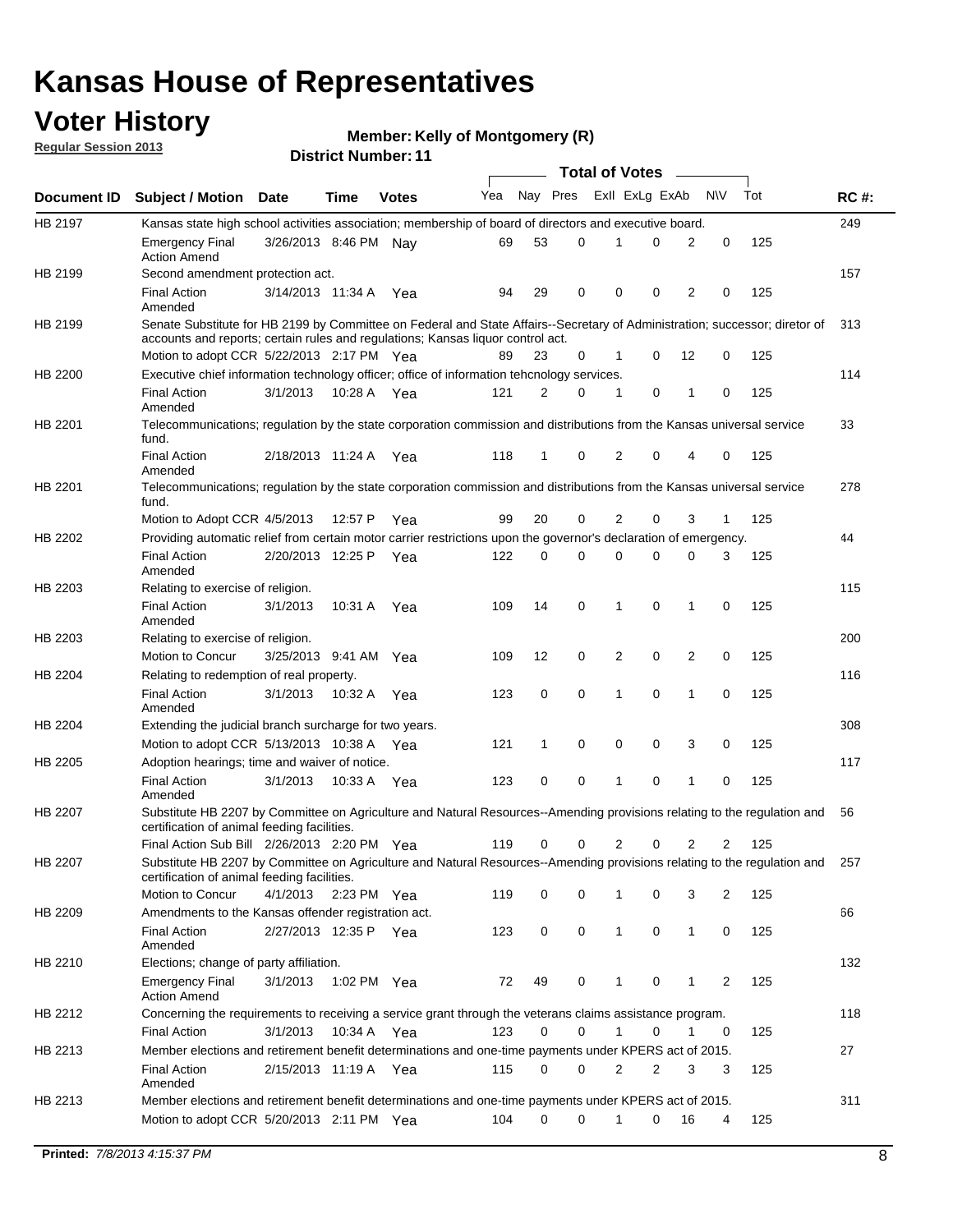# Kansas House of Representatives

## Voter History

**Regular Session 2013**

**Member: Kelly of Montgomery (R)**

**District Number: 11**

| Document ID | Subject / Motion | Date | Time | Votes | Yea | Nay | Pres | ExII | ExLg | ExAb | N\V | Tot | RC #: |
|---|---|---|---|---|---|---|---|---|---|---|---|---|---|
| HB 2197 | Kansas state high school activities association; membership of board of directors and executive board. | | | | | | | | | | | | 249 |
| | Emergency Final Action Amend | 3/26/2013 | 8:46 PM | Nay | 69 | 53 | 0 | 1 | 0 | 2 | 0 | 125 | |
| HB 2199 | Second amendment protection act. | | | | | | | | | | | | 157 |
| | Final Action Amended | 3/14/2013 | 11:34 A | Yea | 94 | 29 | 0 | 0 | 0 | 2 | 0 | 125 | |
| HB 2199 | Senate Substitute for HB 2199 by Committee on Federal and State Affairs--Secretary of Administration; successor; diretor of accounts and reports; certain rules and regulations; Kansas liquor control act. | | | | | | | | | | | | 313 |
| | Motion to adopt CCR | 5/22/2013 | 2:17 PM | Yea | 89 | 23 | 0 | 1 | 0 | 12 | 0 | 125 | |
| HB 2200 | Executive chief information technology officer; office of information tehcnology services. | | | | | | | | | | | | 114 |
| | Final Action Amended | 3/1/2013 | 10:28 A | Yea | 121 | 2 | 0 | 1 | 0 | 1 | 0 | 125 | |
| HB 2201 | Telecommunications; regulation by the state corporation commission and distributions from the Kansas universal service fund. | | | | | | | | | | | | 33 |
| | Final Action Amended | 2/18/2013 | 11:24 A | Yea | 118 | 1 | 0 | 2 | 0 | 4 | 0 | 125 | |
| HB 2201 | Telecommunications; regulation by the state corporation commission and distributions from the Kansas universal service fund. | | | | | | | | | | | | 278 |
| | Motion to Adopt CCR | 4/5/2013 | 12:57 P | Yea | 99 | 20 | 0 | 2 | 0 | 3 | 1 | 125 | |
| HB 2202 | Providing automatic relief from certain motor carrier restrictions upon the governor's declaration of emergency. | | | | | | | | | | | | 44 |
| | Final Action Amended | 2/20/2013 | 12:25 P | Yea | 122 | 0 | 0 | 0 | 0 | 0 | 3 | 125 | |
| HB 2203 | Relating to exercise of religion. | | | | | | | | | | | | 115 |
| | Final Action Amended | 3/1/2013 | 10:31 A | Yea | 109 | 14 | 0 | 1 | 0 | 1 | 0 | 125 | |
| HB 2203 | Relating to exercise of religion. | | | | | | | | | | | | 200 |
| | Motion to Concur | 3/25/2013 | 9:41 AM | Yea | 109 | 12 | 0 | 2 | 0 | 2 | 0 | 125 | |
| HB 2204 | Relating to redemption of real property. | | | | | | | | | | | | 116 |
| | Final Action Amended | 3/1/2013 | 10:32 A | Yea | 123 | 0 | 0 | 1 | 0 | 1 | 0 | 125 | |
| HB 2204 | Extending the judicial branch surcharge for two years. | | | | | | | | | | | | 308 |
| | Motion to adopt CCR | 5/13/2013 | 10:38 A | Yea | 121 | 1 | 0 | 0 | 0 | 3 | 0 | 125 | |
| HB 2205 | Adoption hearings; time and waiver of notice. | | | | | | | | | | | | 117 |
| | Final Action Amended | 3/1/2013 | 10:33 A | Yea | 123 | 0 | 0 | 1 | 0 | 1 | 0 | 125 | |
| HB 2207 | Substitute HB 2207 by Committee on Agriculture and Natural Resources--Amending provisions relating to the regulation and certification of animal feeding facilities. | | | | | | | | | | | | 56 |
| | Final Action Sub Bill | 2/26/2013 | 2:20 PM | Yea | 119 | 0 | 0 | 2 | 0 | 2 | 2 | 125 | |
| HB 2207 | Substitute HB 2207 by Committee on Agriculture and Natural Resources--Amending provisions relating to the regulation and certification of animal feeding facilities. | | | | | | | | | | | | 257 |
| | Motion to Concur | 4/1/2013 | 2:23 PM | Yea | 119 | 0 | 0 | 1 | 0 | 3 | 2 | 125 | |
| HB 2209 | Amendments to the Kansas offender registration act. | | | | | | | | | | | | 66 |
| | Final Action Amended | 2/27/2013 | 12:35 P | Yea | 123 | 0 | 0 | 1 | 0 | 1 | 0 | 125 | |
| HB 2210 | Elections; change of party affiliation. | | | | | | | | | | | | 132 |
| | Emergency Final Action Amend | 3/1/2013 | 1:02 PM | Yea | 72 | 49 | 0 | 1 | 0 | 1 | 2 | 125 | |
| HB 2212 | Concerning the requirements to receiving a service grant through the veterans claims assistance program. | | | | | | | | | | | | 118 |
| | Final Action | 3/1/2013 | 10:34 A | Yea | 123 | 0 | 0 | 1 | 0 | 1 | 0 | 125 | |
| HB 2213 | Member elections and retirement benefit determinations and one-time payments under KPERS act of 2015. | | | | | | | | | | | | 27 |
| | Final Action Amended | 2/15/2013 | 11:19 A | Yea | 115 | 0 | 0 | 2 | 2 | 3 | 3 | 125 | |
| HB 2213 | Member elections and retirement benefit determinations and one-time payments under KPERS act of 2015. | | | | | | | | | | | | 311 |
| | Motion to adopt CCR | 5/20/2013 | 2:11 PM | Yea | 104 | 0 | 0 | 1 | 0 | 16 | 4 | 125 | |

**Printed:** 7/8/2013 4:15:37 PM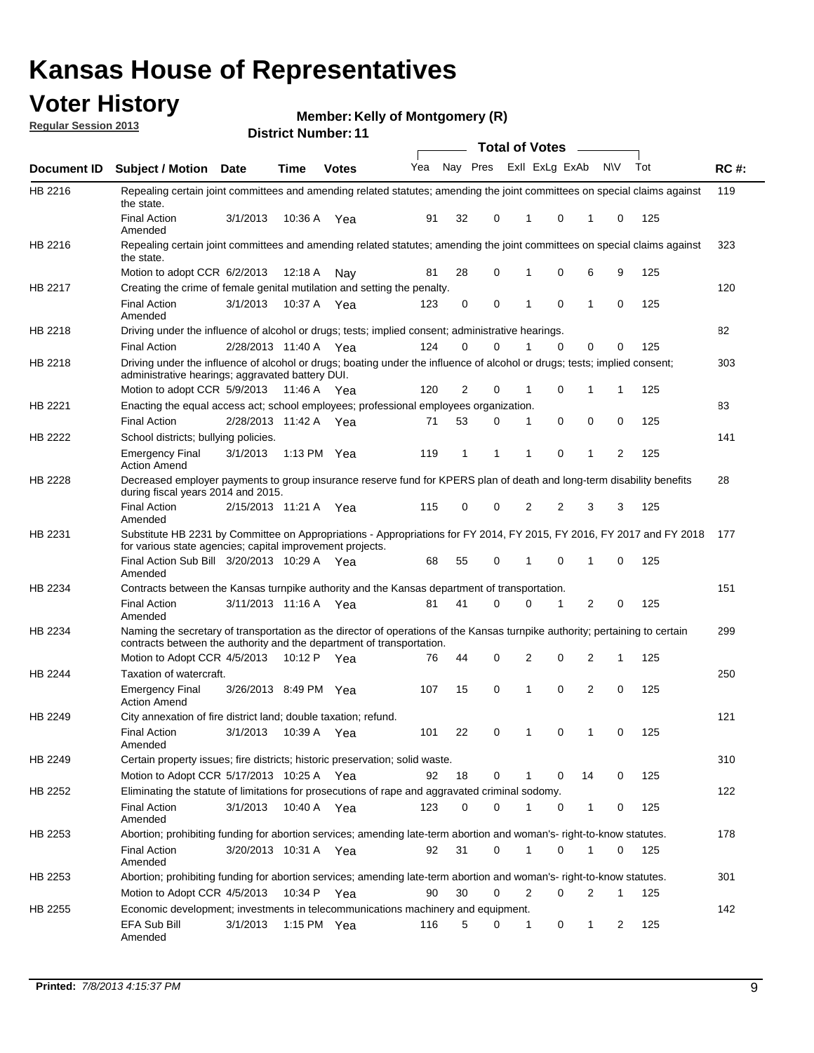# Kansas House of Representatives

## Voter History

**Regular Session 2013**

**Member: Kelly of Montgomery (R)**

**District Number: 11**

| Document ID | Subject / Motion | Date | Time | Votes | Yea | Nay | Pres | ExII | ExLg | ExAb | N\V | Tot | RC #: |
|---|---|---|---|---|---|---|---|---|---|---|---|---|---|
| HB 2216 | Repealing certain joint committees and amending related statutes; amending the joint committees on special claims against the state. | | | | | | | | | | | | 119 |
| | Final Action Amended | 3/1/2013 | 10:36 A | Yea | 91 | 32 | 0 | 1 | 0 | 1 | 0 | 125 | |
| HB 2216 | Repealing certain joint committees and amending related statutes; amending the joint committees on special claims against the state. | | | | | | | | | | | | 323 |
| | Motion to adopt CCR | 6/2/2013 | 12:18 A | Nay | 81 | 28 | 0 | 1 | 0 | 6 | 9 | 125 | |
| HB 2217 | Creating the crime of female genital mutilation and setting the penalty. | | | | | | | | | | | | 120 |
| | Final Action Amended | 3/1/2013 | 10:37 A | Yea | 123 | 0 | 0 | 1 | 0 | 1 | 0 | 125 | |
| HB 2218 | Driving under the influence of alcohol or drugs; tests; implied consent; administrative hearings. | | | | | | | | | | | | 82 |
| | Final Action | 2/28/2013 | 11:40 A | Yea | 124 | 0 | 0 | 1 | 0 | 0 | 0 | 125 | |
| HB 2218 | Driving under the influence of alcohol or drugs; boating under the influence of alcohol or drugs; tests; implied consent; administrative hearings; aggravated battery DUI. | | | | | | | | | | | | 303 |
| | Motion to adopt CCR | 5/9/2013 | 11:46 A | Yea | 120 | 2 | 0 | 1 | 0 | 1 | 1 | 125 | |
| HB 2221 | Enacting the equal access act; school employees; professional employees organization. | | | | | | | | | | | | 83 |
| | Final Action | 2/28/2013 | 11:42 A | Yea | 71 | 53 | 0 | 1 | 0 | 0 | 0 | 125 | |
| HB 2222 | School districts; bullying policies. | | | | | | | | | | | | 141 |
| | Emergency Final Action Amend | 3/1/2013 | 1:13 PM | Yea | 119 | 1 | 1 | 1 | 0 | 1 | 2 | 125 | |
| HB 2228 | Decreased employer payments to group insurance reserve fund for KPERS plan of death and long-term disability benefits during fiscal years 2014 and 2015. | | | | | | | | | | | | 28 |
| | Final Action Amended | 2/15/2013 | 11:21 A | Yea | 115 | 0 | 0 | 2 | 2 | 3 | 3 | 125 | |
| HB 2231 | Substitute HB 2231 by Committee on Appropriations - Appropriations for FY 2014, FY 2015, FY 2016, FY 2017 and FY 2018 for various state agencies; capital improvement projects. | | | | | | | | | | | | 177 |
| | Final Action Sub Bill Amended | 3/20/2013 | 10:29 A | Yea | 68 | 55 | 0 | 1 | 0 | 1 | 0 | 125 | |
| HB 2234 | Contracts between the Kansas turnpike authority and the Kansas department of transportation. | | | | | | | | | | | | 151 |
| | Final Action Amended | 3/11/2013 | 11:16 A | Yea | 81 | 41 | 0 | 0 | 1 | 2 | 0 | 125 | |
| HB 2234 | Naming the secretary of transportation as the director of operations of the Kansas turnpike authority; pertaining to certain contracts between the authority and the department of transportation. | | | | | | | | | | | | 299 |
| | Motion to Adopt CCR | 4/5/2013 | 10:12 P | Yea | 76 | 44 | 0 | 2 | 0 | 2 | 1 | 125 | |
| HB 2244 | Taxation of watercraft. | | | | | | | | | | | | 250 |
| | Emergency Final Action Amend | 3/26/2013 | 8:49 PM | Yea | 107 | 15 | 0 | 1 | 0 | 2 | 0 | 125 | |
| HB 2249 | City annexation of fire district land; double taxation; refund. | | | | | | | | | | | | 121 |
| | Final Action Amended | 3/1/2013 | 10:39 A | Yea | 101 | 22 | 0 | 1 | 0 | 1 | 0 | 125 | |
| HB 2249 | Certain property issues; fire districts; historic preservation; solid waste. | | | | | | | | | | | | 310 |
| | Motion to Adopt CCR | 5/17/2013 | 10:25 A | Yea | 92 | 18 | 0 | 1 | 0 | 14 | 0 | 125 | |
| HB 2252 | Eliminating the statute of limitations for prosecutions of rape and aggravated criminal sodomy. | | | | | | | | | | | | 122 |
| | Final Action Amended | 3/1/2013 | 10:40 A | Yea | 123 | 0 | 0 | 1 | 0 | 1 | 0 | 125 | |
| HB 2253 | Abortion; prohibiting funding for abortion services; amending late-term abortion and woman's- right-to-know statutes. | | | | | | | | | | | | 178 |
| | Final Action Amended | 3/20/2013 | 10:31 A | Yea | 92 | 31 | 0 | 1 | 0 | 1 | 0 | 125 | |
| HB 2253 | Abortion; prohibiting funding for abortion services; amending late-term abortion and woman's- right-to-know statutes. | | | | | | | | | | | | 301 |
| | Motion to Adopt CCR | 4/5/2013 | 10:34 P | Yea | 90 | 30 | 0 | 2 | 0 | 2 | 1 | 125 | |
| HB 2255 | Economic development; investments in telecommunications machinery and equipment. | | | | | | | | | | | | 142 |
| | EFA Sub Bill Amended | 3/1/2013 | 1:15 PM | Yea | 116 | 5 | 0 | 1 | 0 | 1 | 2 | 125 | |

**Printed:** *7/8/2013 4:15:37 PM*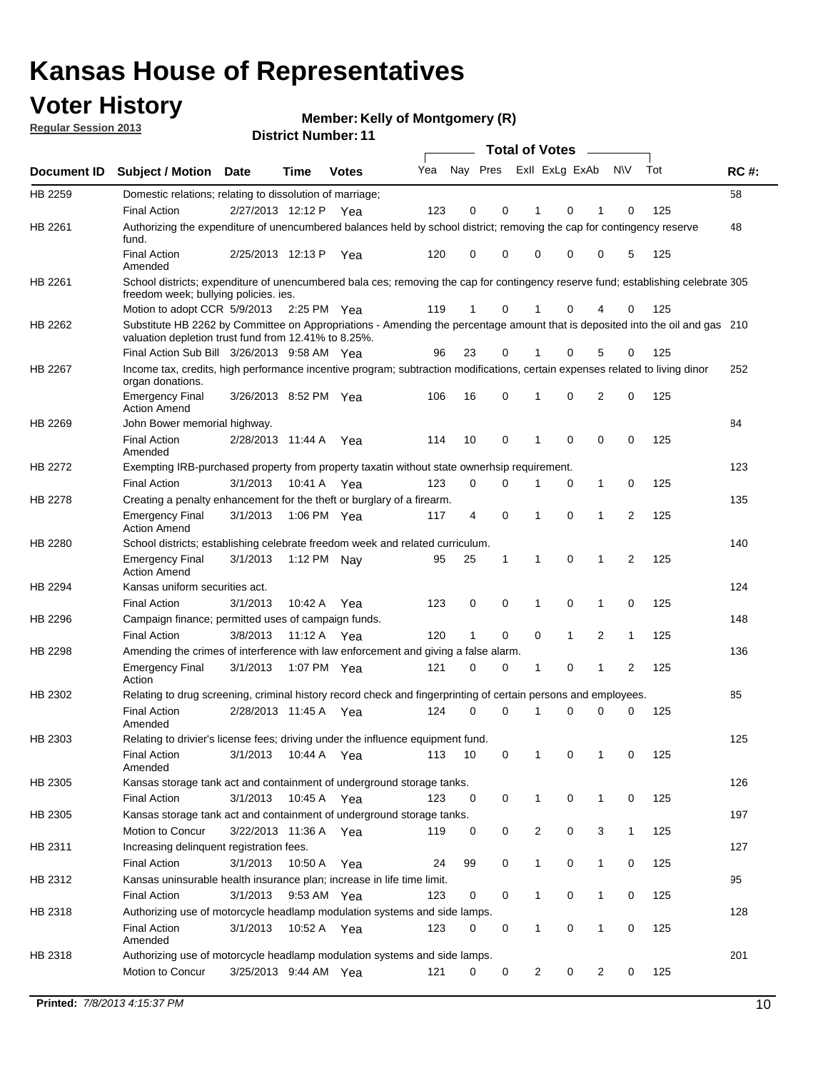# Kansas House of Representatives

## Voter History

**Regular Session 2013**

**Member: Kelly of Montgomery (R)**

**District Number: 11**

| Document ID | Subject / Motion | Date | Time | Votes | Yea | Nay | Pres | ExII | ExLg | ExAb | N\V | Tot | RC #: |
|---|---|---|---|---|---|---|---|---|---|---|---|---|---|
| HB 2259 | Domestic relations; relating to dissolution of marriage; | | | | | | | | | | | | 58 |
| | Final Action | 2/27/2013 | 12:12 P | Yea | 123 | 0 | 0 | 1 | 0 | 1 | 0 | 125 | |
| HB 2261 | Authorizing the expenditure of unencumbered balances held by school district; removing the cap for contingency reserve fund. | | | | | | | | | | | | 48 |
| | Final Action Amended | 2/25/2013 | 12:13 P | Yea | 120 | 0 | 0 | 0 | 0 | 0 | 5 | 125 | |
| HB 2261 | School districts; expenditure of unencumbered bala ces; removing the cap for contingency reserve fund; establishing celebrate freedom week; bullying policies. ies. | | | | | | | | | | | | 305 |
| | Motion to adopt CCR | 5/9/2013 | 2:25 PM | Yea | 119 | 1 | 0 | 1 | 0 | 4 | 0 | 125 | |
| HB 2262 | Substitute HB 2262 by Committee on Appropriations - Amending the percentage amount that is deposited into the oil and gas valuation depletion trust fund from 12.41% to 8.25%. | | | | | | | | | | | | 210 |
| | Final Action Sub Bill | 3/26/2013 | 9:58 AM | Yea | 96 | 23 | 0 | 1 | 0 | 5 | 0 | 125 | |
| HB 2267 | Income tax, credits, high performance incentive program; subtraction modifications, certain expenses related to living dinor organ donations. | | | | | | | | | | | | 252 |
| | Emergency Final Action Amend | 3/26/2013 | 8:52 PM | Yea | 106 | 16 | 0 | 1 | 0 | 2 | 0 | 125 | |
| HB 2269 | John Bower memorial highway. | | | | | | | | | | | | 84 |
| | Final Action Amended | 2/28/2013 | 11:44 A | Yea | 114 | 10 | 0 | 1 | 0 | 0 | 0 | 125 | |
| HB 2272 | Exempting IRB-purchased property from property taxatin without state ownerhsip requirement. | | | | | | | | | | | | 123 |
| | Final Action | 3/1/2013 | 10:41 A | Yea | 123 | 0 | 0 | 1 | 0 | 1 | 0 | 125 | |
| HB 2278 | Creating a penalty enhancement for the theft or burglary of a firearm. | | | | | | | | | | | | 135 |
| | Emergency Final Action Amend | 3/1/2013 | 1:06 PM | Yea | 117 | 4 | 0 | 1 | 0 | 1 | 2 | 125 | |
| HB 2280 | School districts; establishing celebrate freedom week and related curriculum. | | | | | | | | | | | | 140 |
| | Emergency Final Action Amend | 3/1/2013 | 1:12 PM | Nay | 95 | 25 | 1 | 1 | 0 | 1 | 2 | 125 | |
| HB 2294 | Kansas uniform securities act. | | | | | | | | | | | | 124 |
| | Final Action | 3/1/2013 | 10:42 A | Yea | 123 | 0 | 0 | 1 | 0 | 1 | 0 | 125 | |
| HB 2296 | Campaign finance; permitted uses of campaign funds. | | | | | | | | | | | | 148 |
| | Final Action | 3/8/2013 | 11:12 A | Yea | 120 | 1 | 0 | 0 | 1 | 2 | 1 | 125 | |
| HB 2298 | Amending the crimes of interference with law enforcement and giving a false alarm. | | | | | | | | | | | | 136 |
| | Emergency Final Action | 3/1/2013 | 1:07 PM | Yea | 121 | 0 | 0 | 1 | 0 | 1 | 2 | 125 | |
| HB 2302 | Relating to drug screening, criminal history record check and fingerprinting of certain persons and employees. | | | | | | | | | | | | 85 |
| | Final Action Amended | 2/28/2013 | 11:45 A | Yea | 124 | 0 | 0 | 1 | 0 | 0 | 0 | 125 | |
| HB 2303 | Relating to drivier's license fees; driving under the influence equipment fund. | | | | | | | | | | | | 125 |
| | Final Action Amended | 3/1/2013 | 10:44 A | Yea | 113 | 10 | 0 | 1 | 0 | 1 | 0 | 125 | |
| HB 2305 | Kansas storage tank act and containment of underground storage tanks. | | | | | | | | | | | | 126 |
| | Final Action | 3/1/2013 | 10:45 A | Yea | 123 | 0 | 0 | 1 | 0 | 1 | 0 | 125 | |
| HB 2305 | Kansas storage tank act and containment of underground storage tanks. | | | | | | | | | | | | 197 |
| | Motion to Concur | 3/22/2013 | 11:36 A | Yea | 119 | 0 | 0 | 2 | 0 | 3 | 1 | 125 | |
| HB 2311 | Increasing delinquent registration fees. | | | | | | | | | | | | 127 |
| | Final Action | 3/1/2013 | 10:50 A | Yea | 24 | 99 | 0 | 1 | 0 | 1 | 0 | 125 | |
| HB 2312 | Kansas uninsurable health insurance plan; increase in life time limit. | | | | | | | | | | | | 95 |
| | Final Action | 3/1/2013 | 9:53 AM | Yea | 123 | 0 | 0 | 1 | 0 | 1 | 0 | 125 | |
| HB 2318 | Authorizing use of motorcycle headlamp modulation systems and side lamps. | | | | | | | | | | | | 128 |
| | Final Action Amended | 3/1/2013 | 10:52 A | Yea | 123 | 0 | 0 | 1 | 0 | 1 | 0 | 125 | |
| HB 2318 | Authorizing use of motorcycle headlamp modulation systems and side lamps. | | | | | | | | | | | | 201 |
| | Motion to Concur | 3/25/2013 | 9:44 AM | Yea | 121 | 0 | 0 | 2 | 0 | 2 | 0 | 125 | |

**Printed:** *7/8/2013 4:15:37 PM*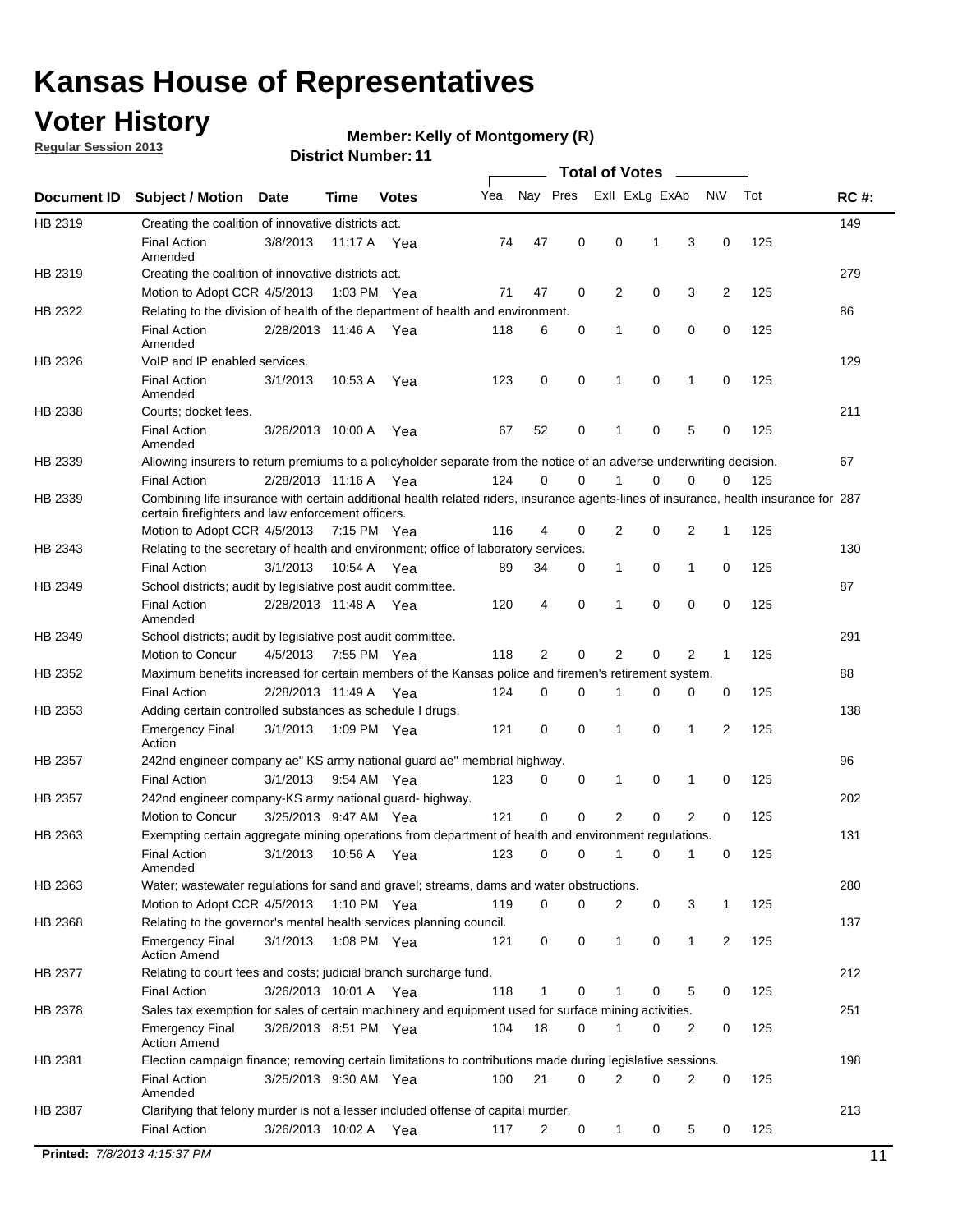# Kansas House of Representatives

## Voter History

**Regular Session 2013**

**Member: Kelly of Montgomery (R)**

**District Number: 11**

| Document ID | Subject / Motion | Date | Time | Votes | Yea | Nay | Pres | ExII | ExLg | ExAb | N\V | Tot | RC #: |
|---|---|---|---|---|---|---|---|---|---|---|---|---|---|
| HB 2319 | Creating the coalition of innovative districts act. | | | | | | | | | | | | 149 |
| | Final Action Amended | 3/8/2013 | 11:17 A | Yea | 74 | 47 | 0 | 0 | 1 | 3 | 0 | 125 | |
| HB 2319 | Creating the coalition of innovative districts act. | | | | | | | | | | | | 279 |
| | Motion to Adopt CCR | 4/5/2013 | 1:03 PM | Yea | 71 | 47 | 0 | 2 | 0 | 3 | 2 | 125 | |
| HB 2322 | Relating to the division of health of the department of health and environment. | | | | | | | | | | | | 86 |
| | Final Action Amended | 2/28/2013 | 11:46 A | Yea | 118 | 6 | 0 | 1 | 0 | 0 | 0 | 125 | |
| HB 2326 | VoIP and IP enabled services. | | | | | | | | | | | | 129 |
| | Final Action Amended | 3/1/2013 | 10:53 A | Yea | 123 | 0 | 0 | 1 | 0 | 1 | 0 | 125 | |
| HB 2338 | Courts; docket fees. | | | | | | | | | | | | 211 |
| | Final Action Amended | 3/26/2013 | 10:00 A | Yea | 67 | 52 | 0 | 1 | 0 | 5 | 0 | 125 | |
| HB 2339 | Allowing insurers to return premiums to a policyholder separate from the notice of an adverse underwriting decision. | | | | | | | | | | | | 67 |
| | Final Action | 2/28/2013 | 11:16 A | Yea | 124 | 0 | 0 | 1 | 0 | 0 | 0 | 125 | |
| HB 2339 | Combining life insurance with certain additional health related riders, insurance agents-lines of insurance, health insurance for certain firefighters and law enforcement officers. | | | | | | | | | | | | 287 |
| | Motion to Adopt CCR | 4/5/2013 | 7:15 PM | Yea | 116 | 4 | 0 | 2 | 0 | 2 | 1 | 125 | |
| HB 2343 | Relating to the secretary of health and environment; office of laboratory services. | | | | | | | | | | | | 130 |
| | Final Action | 3/1/2013 | 10:54 A | Yea | 89 | 34 | 0 | 1 | 0 | 1 | 0 | 125 | |
| HB 2349 | School districts; audit by legislative post audit committee. | | | | | | | | | | | | 87 |
| | Final Action Amended | 2/28/2013 | 11:48 A | Yea | 120 | 4 | 0 | 1 | 0 | 0 | 0 | 125 | |
| HB 2349 | School districts; audit by legislative post audit committee. | | | | | | | | | | | | 291 |
| | Motion to Concur | 4/5/2013 | 7:55 PM | Yea | 118 | 2 | 0 | 2 | 0 | 2 | 1 | 125 | |
| HB 2352 | Maximum benefits increased for certain members of the Kansas police and firemen's retirement system. | | | | | | | | | | | | 88 |
| | Final Action | 2/28/2013 | 11:49 A | Yea | 124 | 0 | 0 | 1 | 0 | 0 | 0 | 125 | |
| HB 2353 | Adding certain controlled substances as schedule I drugs. | | | | | | | | | | | | 138 |
| | Emergency Final Action | 3/1/2013 | 1:09 PM | Yea | 121 | 0 | 0 | 1 | 0 | 1 | 2 | 125 | |
| HB 2357 | 242nd engineer company ae" KS army national guard ae" membrial highway. | | | | | | | | | | | | 96 |
| | Final Action | 3/1/2013 | 9:54 AM | Yea | 123 | 0 | 0 | 1 | 0 | 1 | 0 | 125 | |
| HB 2357 | 242nd engineer company-KS army national guard- highway. | | | | | | | | | | | | 202 |
| | Motion to Concur | 3/25/2013 | 9:47 AM | Yea | 121 | 0 | 0 | 2 | 0 | 2 | 0 | 125 | |
| HB 2363 | Exempting certain aggregate mining operations from department of health and environment regulations. | | | | | | | | | | | | 131 |
| | Final Action Amended | 3/1/2013 | 10:56 A | Yea | 123 | 0 | 0 | 1 | 0 | 1 | 0 | 125 | |
| HB 2363 | Water; wastewater regulations for sand and gravel; streams, dams and water obstructions. | | | | | | | | | | | | 280 |
| | Motion to Adopt CCR | 4/5/2013 | 1:10 PM | Yea | 119 | 0 | 0 | 2 | 0 | 3 | 1 | 125 | |
| HB 2368 | Relating to the governor's mental health services planning council. | | | | | | | | | | | | 137 |
| | Emergency Final Action Amend | 3/1/2013 | 1:08 PM | Yea | 121 | 0 | 0 | 1 | 0 | 1 | 2 | 125 | |
| HB 2377 | Relating to court fees and costs; judicial branch surcharge fund. | | | | | | | | | | | | 212 |
| | Final Action | 3/26/2013 | 10:01 A | Yea | 118 | 1 | 0 | 1 | 0 | 5 | 0 | 125 | |
| HB 2378 | Sales tax exemption for sales of certain machinery and equipment used for surface mining activities. | | | | | | | | | | | | 251 |
| | Emergency Final Action Amend | 3/26/2013 | 8:51 PM | Yea | 104 | 18 | 0 | 1 | 0 | 2 | 0 | 125 | |
| HB 2381 | Election campaign finance; removing certain limitations to contributions made during legislative sessions. | | | | | | | | | | | | 198 |
| | Final Action Amended | 3/25/2013 | 9:30 AM | Yea | 100 | 21 | 0 | 2 | 0 | 2 | 0 | 125 | |
| HB 2387 | Clarifying that felony murder is not a lesser included offense of capital murder. | | | | | | | | | | | | 213 |
| | Final Action | 3/26/2013 | 10:02 A | Yea | 117 | 2 | 0 | 1 | 0 | 5 | 0 | 125 | |

**Printed:** *7/8/2013 4:15:37 PM*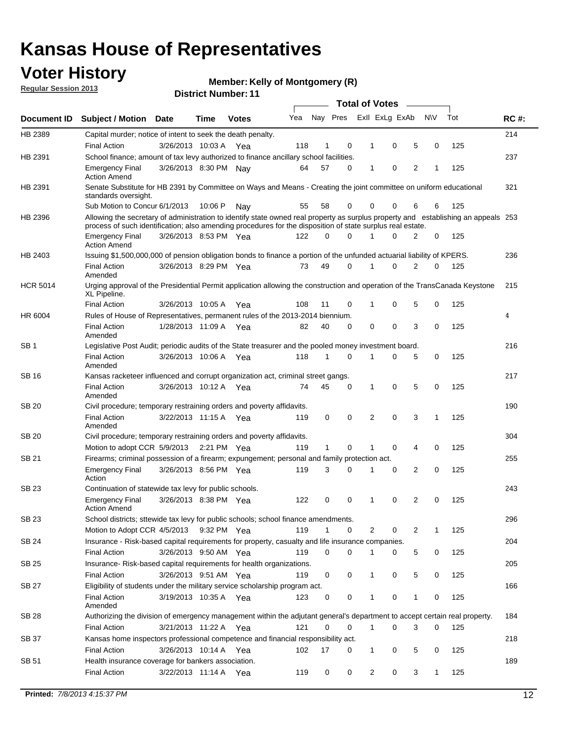# Kansas House of Representatives

## Voter History

**Regular Session 2013**

**Member: Kelly of Montgomery (R)**

**District Number: 11**

| Document ID | Subject / Motion | Date | Time | Votes | Yea | Nay | Pres | ExII | ExLg | ExAb | N\V | Tot | RC #: |
|---|---|---|---|---|---|---|---|---|---|---|---|---|---|
| HB 2389 | Capital murder; notice of intent to seek the death penalty. | | | | | | | | | | | | 214 |
| | Final Action | 3/26/2013 | 10:03 A | Yea | 118 | 1 | 0 | 1 | 0 | 5 | 0 | 125 | |
| HB 2391 | School finance; amount of tax levy authorized to finance ancillary school facilities. | | | | | | | | | | | | 237 |
| | Emergency Final Action Amend | 3/26/2013 | 8:30 PM | Nay | 64 | 57 | 0 | 1 | 0 | 2 | 1 | 125 | |
| HB 2391 | Senate Substitute for HB 2391 by Committee on Ways and Means - Creating the joint committee on uniform educational standards oversight. | | | | | | | | | | | | 321 |
| | Sub Motion to Concur | 6/1/2013 | 10:06 P | Nay | 55 | 58 | 0 | 0 | 0 | 6 | 6 | 125 | |
| HB 2396 | Allowing the secretary of administration to identify state owned real property as surplus property and establishing an appeals process of such identification; also amending procedures for the disposition of state surplus real estate. | | | | | | | | | | | | 253 |
| | Emergency Final Action Amend | 3/26/2013 | 8:53 PM | Yea | 122 | 0 | 0 | 1 | 0 | 2 | 0 | 125 | |
| HB 2403 | Issuing $1,500,000,000 of pension obligation bonds to finance a portion of the unfunded actuarial liability of KPERS. | | | | | | | | | | | | 236 |
| | Final Action Amended | 3/26/2013 | 8:29 PM | Yea | 73 | 49 | 0 | 1 | 0 | 2 | 0 | 125 | |
| HCR 5014 | Urging approval of the Presidential Permit application allowing the construction and operation of the TransCanada Keystone XL Pipeline. | | | | | | | | | | | | 215 |
| | Final Action | 3/26/2013 | 10:05 A | Yea | 108 | 11 | 0 | 1 | 0 | 5 | 0 | 125 | |
| HR 6004 | Rules of House of Representatives, permanent rules of the 2013-2014 biennium. | | | | | | | | | | | | 4 |
| | Final Action Amended | 1/28/2013 | 11:09 A | Yea | 82 | 40 | 0 | 0 | 0 | 3 | 0 | 125 | |
| SB 1 | Legislative Post Audit; periodic audits of the State treasurer and the pooled money investment board. | | | | | | | | | | | | 216 |
| | Final Action Amended | 3/26/2013 | 10:06 A | Yea | 118 | 1 | 0 | 1 | 0 | 5 | 0 | 125 | |
| SB 16 | Kansas racketeer influenced and corrupt organization act, criminal street gangs. | | | | | | | | | | | | 217 |
| | Final Action Amended | 3/26/2013 | 10:12 A | Yea | 74 | 45 | 0 | 1 | 0 | 5 | 0 | 125 | |
| SB 20 | Civil procedure; temporary restraining orders and poverty affidavits. | | | | | | | | | | | | 190 |
| | Final Action Amended | 3/22/2013 | 11:15 A | Yea | 119 | 0 | 0 | 2 | 0 | 3 | 1 | 125 | |
| SB 20 | Civil procedure; temporary restraining orders and poverty affidavits. | | | | | | | | | | | | 304 |
| | Motion to adopt CCR | 5/9/2013 | 2:21 PM | Yea | 119 | 1 | 0 | 1 | 0 | 4 | 0 | 125 | |
| SB 21 | Firearms; criminal possession of a firearm; expungement; personal and family protection act. | | | | | | | | | | | | 255 |
| | Emergency Final Action | 3/26/2013 | 8:56 PM | Yea | 119 | 3 | 0 | 1 | 0 | 2 | 0 | 125 | |
| SB 23 | Continuation of statewide tax levy for public schools. | | | | | | | | | | | | 243 |
| | Emergency Final Action Amend | 3/26/2013 | 8:38 PM | Yea | 122 | 0 | 0 | 1 | 0 | 2 | 0 | 125 | |
| SB 23 | School districts; sttewide tax levy for public schools; school finance amendments. | | | | | | | | | | | | 296 |
| | Motion to Adopt CCR | 4/5/2013 | 9:32 PM | Yea | 119 | 1 | 0 | 2 | 0 | 2 | 1 | 125 | |
| SB 24 | Insurance - Risk-based capital requirements for property, casualty and life insurance companies. | | | | | | | | | | | | 204 |
| | Final Action | 3/26/2013 | 9:50 AM | Yea | 119 | 0 | 0 | 1 | 0 | 5 | 0 | 125 | |
| SB 25 | Insurance- Risk-based capital requirements for health organizations. | | | | | | | | | | | | 205 |
| | Final Action | 3/26/2013 | 9:51 AM | Yea | 119 | 0 | 0 | 1 | 0 | 5 | 0 | 125 | |
| SB 27 | Eligibility of students under the military service scholarship program act. | | | | | | | | | | | | 166 |
| | Final Action Amended | 3/19/2013 | 10:35 A | Yea | 123 | 0 | 0 | 1 | 0 | 1 | 0 | 125 | |
| SB 28 | Authorizing the division of emergency management within the adjutant general's department to accept certain real property. | | | | | | | | | | | | 184 |
| | Final Action | 3/21/2013 | 11:22 A | Yea | 121 | 0 | 0 | 1 | 0 | 3 | 0 | 125 | |
| SB 37 | Kansas home inspectors professional competence and financial responsibility act. | | | | | | | | | | | | 218 |
| | Final Action | 3/26/2013 | 10:14 A | Yea | 102 | 17 | 0 | 1 | 0 | 5 | 0 | 125 | |
| SB 51 | Health insurance coverage for bankers association. | | | | | | | | | | | | 189 |
| | Final Action | 3/22/2013 | 11:14 A | Yea | 119 | 0 | 0 | 2 | 0 | 3 | 1 | 125 | |

**Printed:** *7/8/2013 4:15:37 PM*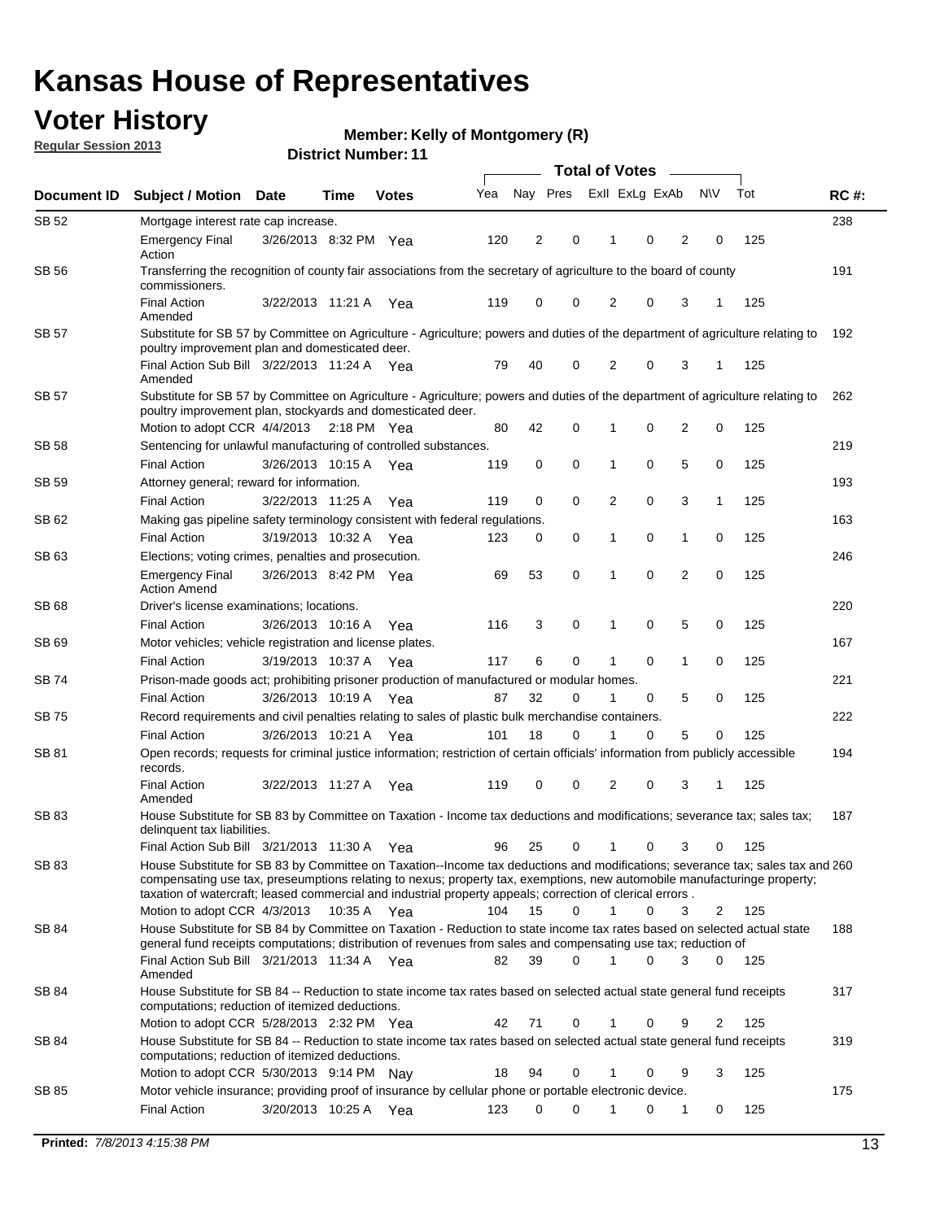# Kansas House of Representatives

## Voter History

**Regular Session 2013**

**Member: Kelly of Montgomery (R)**

**District Number: 11**

| Document ID | Subject / Motion | Date | Time | Votes | Yea | Nay | Pres | ExII | ExLg | ExAb | N\V | Tot | RC #: |
|---|---|---|---|---|---|---|---|---|---|---|---|---|---|
| SB 52 | Mortgage interest rate cap increase. | | | | | | | | | | | | 238 |
| | Emergency Final Action | 3/26/2013 | 8:32 PM | Yea | 120 | 2 | 0 | 1 | 0 | 2 | 0 | 125 | |
| SB 56 | Transferring the recognition of county fair associations from the secretary of agriculture to the board of county commissioners. | | | | | | | | | | | | 191 |
| | Final Action Amended | 3/22/2013 | 11:21 A | Yea | 119 | 0 | 0 | 2 | 0 | 3 | 1 | 125 | |
| SB 57 | Substitute for SB 57 by Committee on Agriculture - Agriculture; powers and duties of the department of agriculture relating to poultry improvement plan and domesticated deer. | | | | | | | | | | | | 192 |
| | Final Action Sub Bill Amended | 3/22/2013 | 11:24 A | Yea | 79 | 40 | 0 | 2 | 0 | 3 | 1 | 125 | |
| SB 57 | Substitute for SB 57 by Committee on Agriculture - Agriculture; powers and duties of the department of agriculture relating to poultry improvement plan, stockyards and domesticated deer. | | | | | | | | | | | | 262 |
| | Motion to adopt CCR | 4/4/2013 | 2:18 PM | Yea | 80 | 42 | 0 | 1 | 0 | 2 | 0 | 125 | |
| SB 58 | Sentencing for unlawful manufacturing of controlled substances. | | | | | | | | | | | | 219 |
| | Final Action | 3/26/2013 | 10:15 A | Yea | 119 | 0 | 0 | 1 | 0 | 5 | 0 | 125 | |
| SB 59 | Attorney general; reward for information. | | | | | | | | | | | | 193 |
| | Final Action | 3/22/2013 | 11:25 A | Yea | 119 | 0 | 0 | 2 | 0 | 3 | 1 | 125 | |
| SB 62 | Making gas pipeline safety terminology consistent with federal regulations. | | | | | | | | | | | | 163 |
| | Final Action | 3/19/2013 | 10:32 A | Yea | 123 | 0 | 0 | 1 | 0 | 1 | 0 | 125 | |
| SB 63 | Elections; voting crimes, penalties and prosecution. | | | | | | | | | | | | 246 |
| | Emergency Final Action Amend | 3/26/2013 | 8:42 PM | Yea | 69 | 53 | 0 | 1 | 0 | 2 | 0 | 125 | |
| SB 68 | Driver's license examinations; locations. | | | | | | | | | | | | 220 |
| | Final Action | 3/26/2013 | 10:16 A | Yea | 116 | 3 | 0 | 1 | 0 | 5 | 0 | 125 | |
| SB 69 | Motor vehicles; vehicle registration and license plates. | | | | | | | | | | | | 167 |
| | Final Action | 3/19/2013 | 10:37 A | Yea | 117 | 6 | 0 | 1 | 0 | 1 | 0 | 125 | |
| SB 74 | Prison-made goods act; prohibiting prisoner production of manufactured or modular homes. | | | | | | | | | | | | 221 |
| | Final Action | 3/26/2013 | 10:19 A | Yea | 87 | 32 | 0 | 1 | 0 | 5 | 0 | 125 | |
| SB 75 | Record requirements and civil penalties relating to sales of plastic bulk merchandise containers. | | | | | | | | | | | | 222 |
| | Final Action | 3/26/2013 | 10:21 A | Yea | 101 | 18 | 0 | 1 | 0 | 5 | 0 | 125 | |
| SB 81 | Open records; requests for criminal justice information; restriction of certain officials' information from publicly accessible records. | | | | | | | | | | | | 194 |
| | Final Action Amended | 3/22/2013 | 11:27 A | Yea | 119 | 0 | 0 | 2 | 0 | 3 | 1 | 125 | |
| SB 83 | House Substitute for SB 83 by Committee on Taxation - Income tax deductions and modifications; severance tax; sales tax; delinquent tax liabilities. | | | | | | | | | | | | 187 |
| | Final Action Sub Bill | 3/21/2013 | 11:30 A | Yea | 96 | 25 | 0 | 1 | 0 | 3 | 0 | 125 | |
| SB 83 | House Substitute for SB 83 by Committee on Taxation--Income tax deductions and modifications; severance tax; sales tax and compensating use tax, preseumptions relating to nexus; property tax, exemptions, new automobile manufacturinge property; taxation of watercraft; leased commercial and industrial property appeals; correction of clerical errors . | | | | | | | | | | | | 260 |
| | Motion to adopt CCR | 4/3/2013 | 10:35 A | Yea | 104 | 15 | 0 | 1 | 0 | 3 | 2 | 125 | |
| SB 84 | House Substitute for SB 84 by Committee on Taxation - Reduction to state income tax rates based on selected actual state general fund receipts computations; distribution of revenues from sales and compensating use tax; reduction of | | | | | | | | | | | | 188 |
| | Final Action Sub Bill Amended | 3/21/2013 | 11:34 A | Yea | 82 | 39 | 0 | 1 | 0 | 3 | 0 | 125 | |
| SB 84 | House Substitute for SB 84 -- Reduction to state income tax rates based on selected actual state general fund receipts computations; reduction of itemized deductions. | | | | | | | | | | | | 317 |
| | Motion to adopt CCR | 5/28/2013 | 2:32 PM | Yea | 42 | 71 | 0 | 1 | 0 | 9 | 2 | 125 | |
| SB 84 | House Substitute for SB 84 -- Reduction to state income tax rates based on selected actual state general fund receipts computations; reduction of itemized deductions. | | | | | | | | | | | | 319 |
| | Motion to adopt CCR | 5/30/2013 | 9:14 PM | Nay | 18 | 94 | 0 | 1 | 0 | 9 | 3 | 125 | |
| SB 85 | Motor vehicle insurance; providing proof of insurance by cellular phone or portable electronic device. | | | | | | | | | | | | 175 |
| | Final Action | 3/20/2013 | 10:25 A | Yea | 123 | 0 | 0 | 1 | 0 | 1 | 0 | 125 | |

**Printed:** *7/8/2013 4:15:38 PM*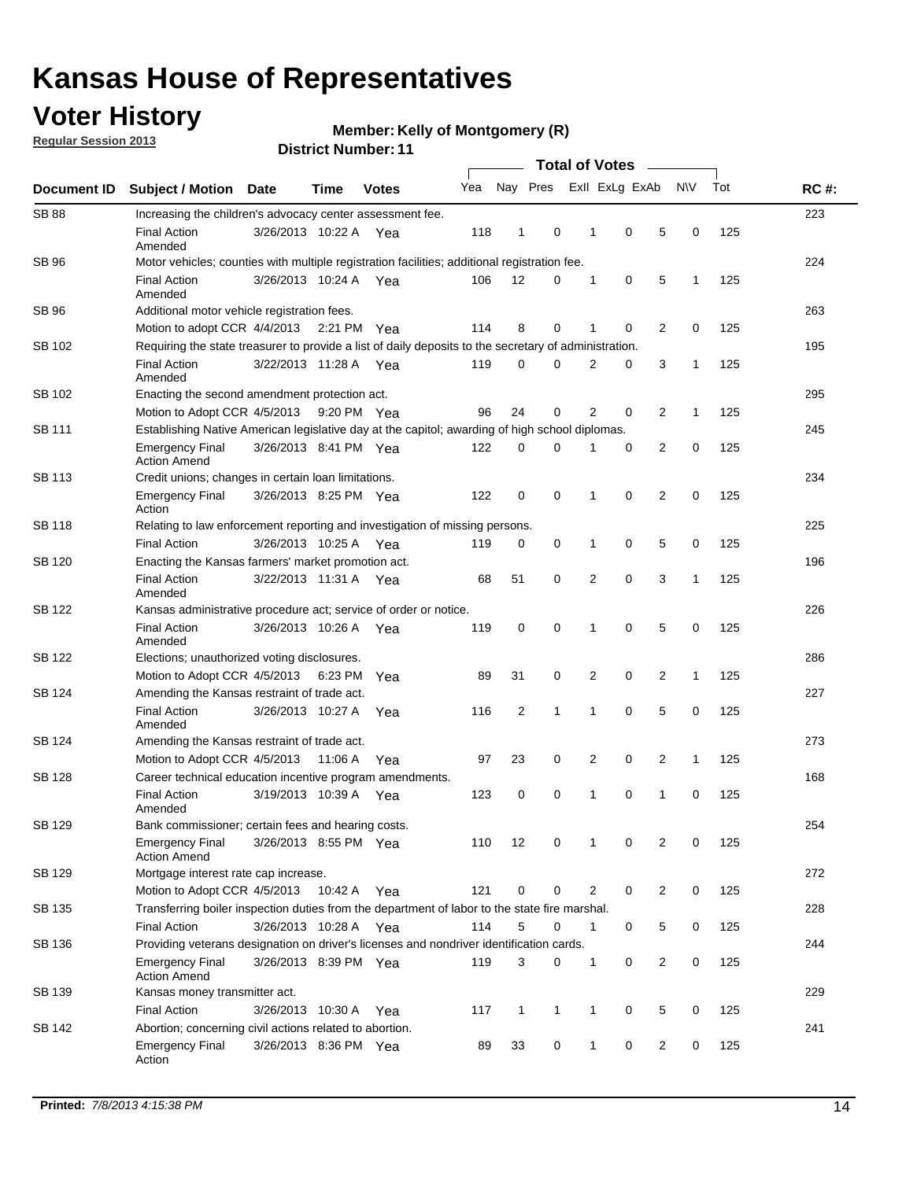# Kansas House of Representatives

## Voter History

**Regular Session 2013**

**Member: Kelly of Montgomery (R)**

**District Number: 11**

| Document ID | Subject / Motion | Date | Time | Votes | Yea | Nay | Pres | ExlI | ExLg | ExAb | N\V | Tot | RC #: |
|---|---|---|---|---|---|---|---|---|---|---|---|---|---|
| SB 88 | Increasing the children's advocacy center assessment fee. | | | | | | | | | | | | 223 |
| | Final Action Amended | 3/26/2013 | 10:22 A | Yea | 118 | 1 | 0 | 1 | 0 | 5 | 0 | 125 | |
| SB 96 | Motor vehicles; counties with multiple registration facilities; additional registration fee. | | | | | | | | | | | | 224 |
| | Final Action Amended | 3/26/2013 | 10:24 A | Yea | 106 | 12 | 0 | 1 | 0 | 5 | 1 | 125 | |
| SB 96 | Additional motor vehicle registration fees. | | | | | | | | | | | | 263 |
| | Motion to adopt CCR | 4/4/2013 | 2:21 PM | Yea | 114 | 8 | 0 | 1 | 0 | 2 | 0 | 125 | |
| SB 102 | Requiring the state treasurer to provide a list of daily deposits to the secretary of administration. | | | | | | | | | | | | 195 |
| | Final Action Amended | 3/22/2013 | 11:28 A | Yea | 119 | 0 | 0 | 2 | 0 | 3 | 1 | 125 | |
| SB 102 | Enacting the second amendment protection act. | | | | | | | | | | | | 295 |
| | Motion to Adopt CCR | 4/5/2013 | 9:20 PM | Yea | 96 | 24 | 0 | 2 | 0 | 2 | 1 | 125 | |
| SB 111 | Establishing Native American legislative day at the capitol; awarding of high school diplomas. | | | | | | | | | | | | 245 |
| | Emergency Final Action Amend | 3/26/2013 | 8:41 PM | Yea | 122 | 0 | 0 | 1 | 0 | 2 | 0 | 125 | |
| SB 113 | Credit unions; changes in certain loan limitations. | | | | | | | | | | | | 234 |
| | Emergency Final Action | 3/26/2013 | 8:25 PM | Yea | 122 | 0 | 0 | 1 | 0 | 2 | 0 | 125 | |
| SB 118 | Relating to law enforcement reporting and investigation of missing persons. | | | | | | | | | | | | 225 |
| | Final Action | 3/26/2013 | 10:25 A | Yea | 119 | 0 | 0 | 1 | 0 | 5 | 0 | 125 | |
| SB 120 | Enacting the Kansas farmers' market promotion act. | | | | | | | | | | | | 196 |
| | Final Action Amended | 3/22/2013 | 11:31 A | Yea | 68 | 51 | 0 | 2 | 0 | 3 | 1 | 125 | |
| SB 122 | Kansas administrative procedure act; service of order or notice. | | | | | | | | | | | | 226 |
| | Final Action Amended | 3/26/2013 | 10:26 A | Yea | 119 | 0 | 0 | 1 | 0 | 5 | 0 | 125 | |
| SB 122 | Elections; unauthorized voting disclosures. | | | | | | | | | | | | 286 |
| | Motion to Adopt CCR | 4/5/2013 | 6:23 PM | Yea | 89 | 31 | 0 | 2 | 0 | 2 | 1 | 125 | |
| SB 124 | Amending the Kansas restraint of trade act. | | | | | | | | | | | | 227 |
| | Final Action Amended | 3/26/2013 | 10:27 A | Yea | 116 | 2 | 1 | 1 | 0 | 5 | 0 | 125 | |
| SB 124 | Amending the Kansas restraint of trade act. | | | | | | | | | | | | 273 |
| | Motion to Adopt CCR | 4/5/2013 | 11:06 A | Yea | 97 | 23 | 0 | 2 | 0 | 2 | 1 | 125 | |
| SB 128 | Career technical education incentive program amendments. | | | | | | | | | | | | 168 |
| | Final Action Amended | 3/19/2013 | 10:39 A | Yea | 123 | 0 | 0 | 1 | 0 | 1 | 0 | 125 | |
| SB 129 | Bank commissioner; certain fees and hearing costs. | | | | | | | | | | | | 254 |
| | Emergency Final Action Amend | 3/26/2013 | 8:55 PM | Yea | 110 | 12 | 0 | 1 | 0 | 2 | 0 | 125 | |
| SB 129 | Mortgage interest rate cap increase. | | | | | | | | | | | | 272 |
| | Motion to Adopt CCR | 4/5/2013 | 10:42 A | Yea | 121 | 0 | 0 | 2 | 0 | 2 | 0 | 125 | |
| SB 135 | Transferring boiler inspection duties from the department of labor to the state fire marshal. | | | | | | | | | | | | 228 |
| | Final Action | 3/26/2013 | 10:28 A | Yea | 114 | 5 | 0 | 1 | 0 | 5 | 0 | 125 | |
| SB 136 | Providing veterans designation on driver's licenses and nondriver identification cards. | | | | | | | | | | | | 244 |
| | Emergency Final Action Amend | 3/26/2013 | 8:39 PM | Yea | 119 | 3 | 0 | 1 | 0 | 2 | 0 | 125 | |
| SB 139 | Kansas money transmitter act. | | | | | | | | | | | | 229 |
| | Final Action | 3/26/2013 | 10:30 A | Yea | 117 | 1 | 1 | 1 | 0 | 5 | 0 | 125 | |
| SB 142 | Abortion; concerning civil actions related to abortion. | | | | | | | | | | | | 241 |
| | Emergency Final Action | 3/26/2013 | 8:36 PM | Yea | 89 | 33 | 0 | 1 | 0 | 2 | 0 | 125 | |

**Printed:** *7/8/2013 4:15:38 PM*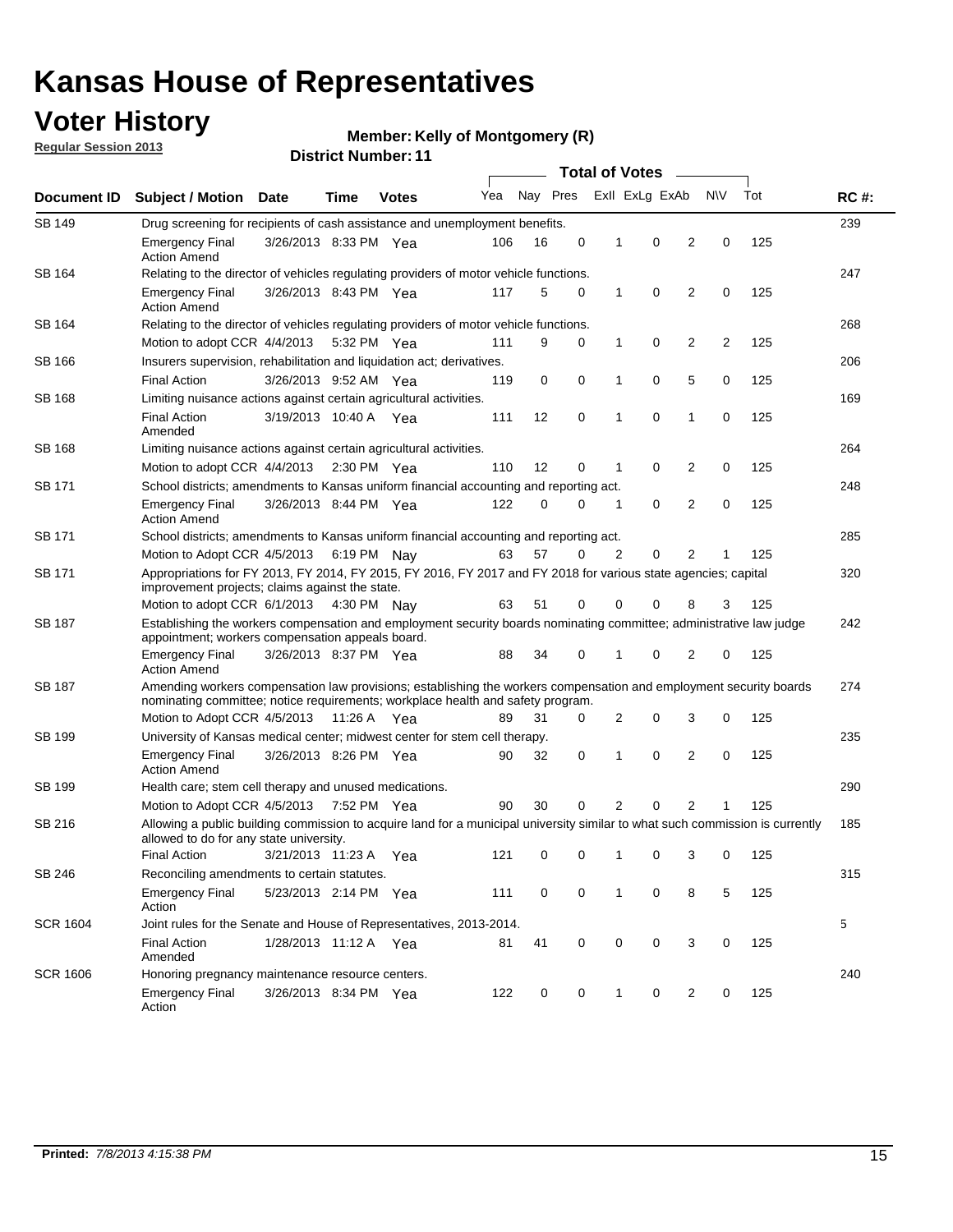# Kansas House of Representatives

## Voter History

**Regular Session 2013**

**Member: Kelly of Montgomery (R)**

**District Number: 11**

| Document ID | Subject / Motion | Date | Time | Votes | Yea | Nay | Pres | ExII | ExLg | ExAb | N\V | Tot | RC #: |
|---|---|---|---|---|---|---|---|---|---|---|---|---|---|
| SB 149 | Drug screening for recipients of cash assistance and unemployment benefits. | | | | | | | | | | | | 239 |
| | Emergency Final Action Amend | 3/26/2013 | 8:33 PM | Yea | 106 | 16 | 0 | 1 | 0 | 2 | 0 | 125 | |
| SB 164 | Relating to the director of vehicles regulating providers of motor vehicle functions. | | | | | | | | | | | | 247 |
| | Emergency Final Action Amend | 3/26/2013 | 8:43 PM | Yea | 117 | 5 | 0 | 1 | 0 | 2 | 0 | 125 | |
| SB 164 | Relating to the director of vehicles regulating providers of motor vehicle functions. | | | | | | | | | | | | 268 |
| | Motion to adopt CCR | 4/4/2013 | 5:32 PM | Yea | 111 | 9 | 0 | 1 | 0 | 2 | 2 | 125 | |
| SB 166 | Insurers supervision, rehabilitation and liquidation act; derivatives. | | | | | | | | | | | | 206 |
| | Final Action | 3/26/2013 | 9:52 AM | Yea | 119 | 0 | 0 | 1 | 0 | 5 | 0 | 125 | |
| SB 168 | Limiting nuisance actions against certain agricultural activities. | | | | | | | | | | | | 169 |
| | Final Action Amended | 3/19/2013 | 10:40 A | Yea | 111 | 12 | 0 | 1 | 0 | 1 | 0 | 125 | |
| SB 168 | Limiting nuisance actions against certain agricultural activities. | | | | | | | | | | | | 264 |
| | Motion to adopt CCR | 4/4/2013 | 2:30 PM | Yea | 110 | 12 | 0 | 1 | 0 | 2 | 0 | 125 | |
| SB 171 | School districts; amendments to Kansas uniform financial accounting and reporting act. | | | | | | | | | | | | 248 |
| | Emergency Final Action Amend | 3/26/2013 | 8:44 PM | Yea | 122 | 0 | 0 | 1 | 0 | 2 | 0 | 125 | |
| SB 171 | School districts; amendments to Kansas uniform financial accounting and reporting act. | | | | | | | | | | | | 285 |
| | Motion to Adopt CCR | 4/5/2013 | 6:19 PM | Nay | 63 | 57 | 0 | 2 | 0 | 2 | 1 | 125 | |
| SB 171 | Appropriations for FY 2013, FY 2014, FY 2015, FY 2016, FY 2017 and FY 2018 for various state agencies; capital improvement projects; claims against the state. | | | | | | | | | | | | 320 |
| | Motion to adopt CCR | 6/1/2013 | 4:30 PM | Nay | 63 | 51 | 0 | 0 | 0 | 8 | 3 | 125 | |
| SB 187 | Establishing the workers compensation and employment security boards nominating committee; administrative law judge appointment; workers compensation appeals board. | | | | | | | | | | | | 242 |
| | Emergency Final Action Amend | 3/26/2013 | 8:37 PM | Yea | 88 | 34 | 0 | 1 | 0 | 2 | 0 | 125 | |
| SB 187 | Amending workers compensation law provisions; establishing the workers compensation and employment security boards nominating committee; notice requirements; workplace health and safety program. | | | | | | | | | | | | 274 |
| | Motion to Adopt CCR | 4/5/2013 | 11:26 A | Yea | 89 | 31 | 0 | 2 | 0 | 3 | 0 | 125 | |
| SB 199 | University of Kansas medical center; midwest center for stem cell therapy. | | | | | | | | | | | | 235 |
| | Emergency Final Action Amend | 3/26/2013 | 8:26 PM | Yea | 90 | 32 | 0 | 1 | 0 | 2 | 0 | 125 | |
| SB 199 | Health care; stem cell therapy and unused medications. | | | | | | | | | | | | 290 |
| | Motion to Adopt CCR | 4/5/2013 | 7:52 PM | Yea | 90 | 30 | 0 | 2 | 0 | 2 | 1 | 125 | |
| SB 216 | Allowing a public building commission to acquire land for a municipal university similar to what such commission is currently allowed to do for any state university. | | | | | | | | | | | | 185 |
| | Final Action | 3/21/2013 | 11:23 A | Yea | 121 | 0 | 0 | 1 | 0 | 3 | 0 | 125 | |
| SB 246 | Reconciling amendments to certain statutes. | | | | | | | | | | | | 315 |
| | Emergency Final Action | 5/23/2013 | 2:14 PM | Yea | 111 | 0 | 0 | 1 | 0 | 8 | 5 | 125 | |
| SCR 1604 | Joint rules for the Senate and House of Representatives, 2013-2014. | | | | | | | | | | | | 5 |
| | Final Action Amended | 1/28/2013 | 11:12 A | Yea | 81 | 41 | 0 | 0 | 0 | 3 | 0 | 125 | |
| SCR 1606 | Honoring pregnancy maintenance resource centers. | | | | | | | | | | | | 240 |
| | Emergency Final Action | 3/26/2013 | 8:34 PM | Yea | 122 | 0 | 0 | 1 | 0 | 2 | 0 | 125 | |

**Printed:** *7/8/2013 4:15:38 PM*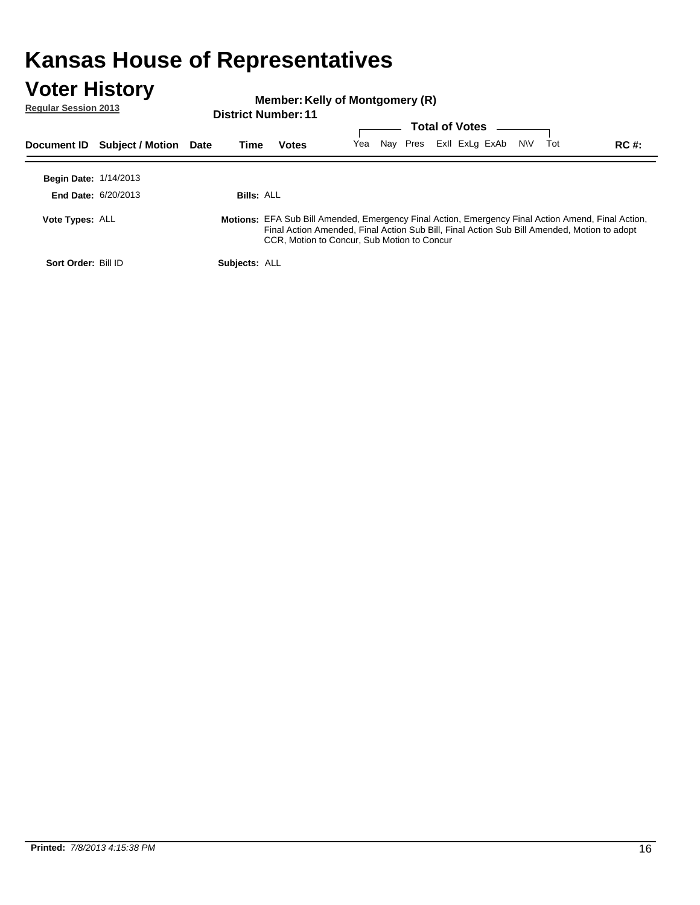# Kansas House of Representatives

## Voter History

**Regular Session 2013**

**Member: Kelly of Montgomery (R)**

**District Number: 11**

| Document ID | Subject / Motion | Date | Time | Votes | Yea | Nay | Pres | ExII | ExLg | ExAb | N\V | Tot | RC #: |
|---|---|---|---|---|---|---|---|---|---|---|---|---|---|

**Begin Date:** 1/14/2013

**End Date:** 6/20/2013

**Bills:** ALL

**Vote Types:** ALL

**Motions:** EFA Sub Bill Amended, Emergency Final Action, Emergency Final Action Amend, Final Action, Final Action Amended, Final Action Sub Bill, Final Action Sub Bill Amended, Motion to adopt CCR, Motion to Concur, Sub Motion to Concur

**Sort Order:** Bill ID

**Subjects:** ALL

**Printed:** *7/8/2013 4:15:38 PM*